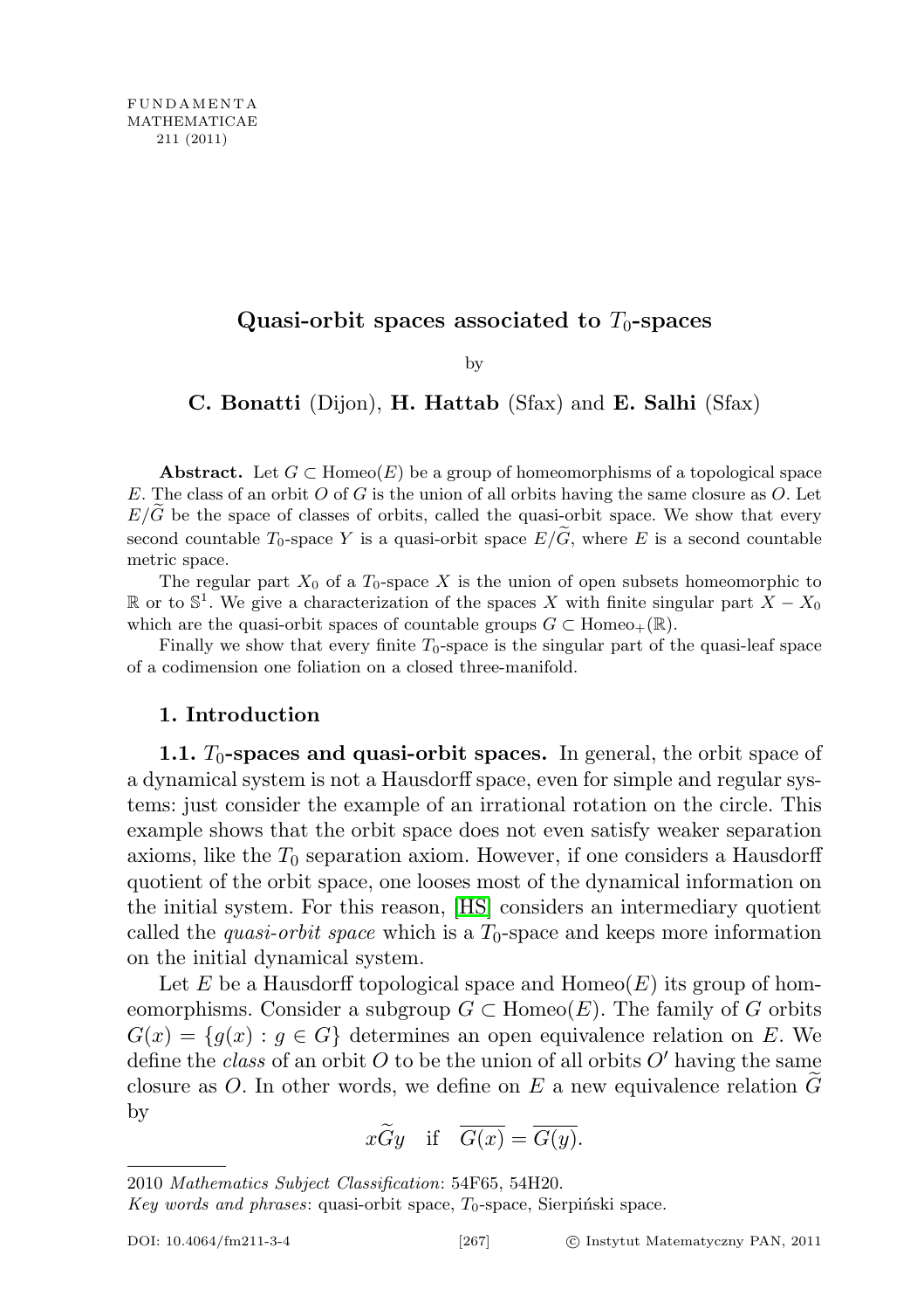# Quasi-orbit spaces associated to $T_0$-spaces

by

**C. Bonatti** (Dijon), **H. Hattab** (Sfax) and **E. Salhi** (Sfax)

**Abstract.** Let $G \subset \mathrm{Homeo}(E)$ be a group of homeomorphisms of a topological space $E$. The class of an orbit $O$ of $G$ is the union of all orbits having the same closure as $O$. Let $E/\widetilde{G}$ be the space of classes of orbits, called the quasi-orbit space. We show that every second countable $T_0$-space $Y$ is a quasi-orbit space $E/\widetilde{G}$, where $E$ is a second countable metric space.

The regular part $X_0$ of a $T_0$-space $X$ is the union of open subsets homeomorphic to $\mathbb{R}$ or to $\mathbb{S}^1$. We give a characterization of the spaces $X$ with finite singular part $X - X_0$ which are the quasi-orbit spaces of countable groups $G \subset \mathrm{Homeo}_+(\mathbb{R})$.

Finally we show that every finite $T_0$-space is the singular part of the quasi-leaf space of a codimension one foliation on a closed three-manifold.

## 1. Introduction

**1.1. $T_0$-spaces and quasi-orbit spaces.** In general, the orbit space of a dynamical system is not a Hausdorff space, even for simple and regular systems: just consider the example of an irrational rotation on the circle. This example shows that the orbit space does not even satisfy weaker separation axioms, like the $T_0$ separation axiom. However, if one considers a Hausdorff quotient of the orbit space, one looses most of the dynamical information on the initial system. For this reason, [HS] considers an intermediary quotient called the *quasi-orbit space* which is a $T_0$-space and keeps more information on the initial dynamical system.

Let $E$ be a Hausdorff topological space and $\mathrm{Homeo}(E)$ its group of homeomorphisms. Consider a subgroup $G \subset \mathrm{Homeo}(E)$. The family of $G$ orbits $G(x) = \{g(x) : g \in G\}$ determines an open equivalence relation on $E$. We define the *class* of an orbit $O$ to be the union of all orbits $O'$ having the same closure as $O$. In other words, we define on $E$ a new equivalence relation $\widetilde{G}$ by

$$x\widetilde{G}y \quad \text{if} \quad \overline{G(x)} = \overline{G(y)}.$$

2010 *Mathematics Subject Classification*: 54F65, 54H20.

*Key words and phrases*: quasi-orbit space, $T_0$-space, Sierpiński space.

DOI: 10.4064/fm211-3-4 © Instytut Matematyczny PAN, 2011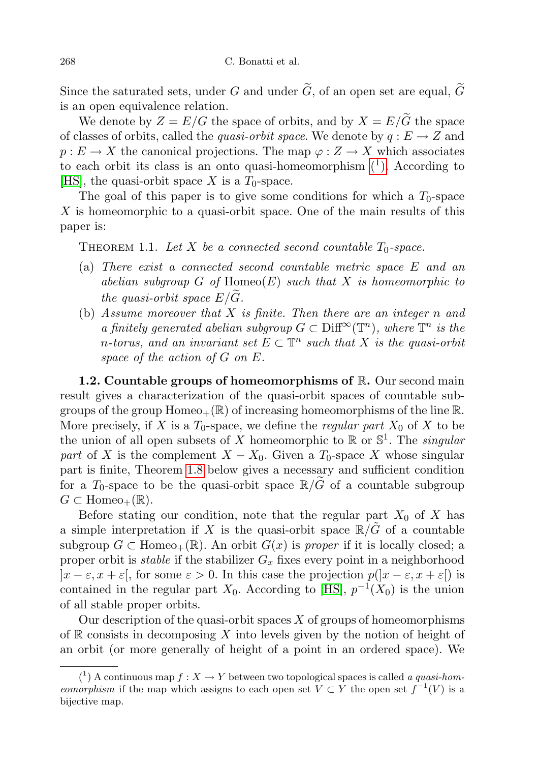Since the saturated sets, under $G$ and under $\widetilde{G}$, of an open set are equal, $\widetilde{G}$ is an open equivalence relation.

We denote by $Z = E/G$ the space of orbits, and by $X = E/\widetilde{G}$ the space of classes of orbits, called the *quasi-orbit space*. We denote by $q : E \to Z$ and $p : E \to X$ the canonical projections. The map $\varphi : Z \to X$ which associates to each orbit its class is an onto quasi-homeomorphism [1]. According to [HS], the quasi-orbit space $X$ is a $T_0$-space.

The goal of this paper is to give some conditions for which a $T_0$-space $X$ is homeomorphic to a quasi-orbit space. One of the main results of this paper is:

THEOREM 1.1. *Let $X$ be a connected second countable $T_0$-space.*

- (a) *There exist a connected second countable metric space $E$ and an abelian subgroup $G$ of $\mathrm{Homeo}(E)$ such that $X$ is homeomorphic to the quasi-orbit space $E/\widetilde{G}$.*
- (b) *Assume moreover that $X$ is finite. Then there are an integer $n$ and a finitely generated abelian subgroup $G \subset \mathrm{Diff}^{\infty}(\mathbb{T}^n)$, where $\mathbb{T}^n$ is the $n$-torus, and an invariant set $E \subset \mathbb{T}^n$ such that $X$ is the quasi-orbit space of the action of $G$ on $E$.*

**1.2. Countable groups of homeomorphisms of $\mathbb{R}$.** Our second main result gives a characterization of the quasi-orbit spaces of countable subgroups of the group $\mathrm{Homeo}_+(\mathbb{R})$ of increasing homeomorphisms of the line $\mathbb{R}$. More precisely, if $X$ is a $T_0$-space, we define the *regular part* $X_0$ of $X$ to be the union of all open subsets of $X$ homeomorphic to $\mathbb{R}$ or $\mathbb{S}^1$. The *singular part* of $X$ is the complement $X - X_0$. Given a $T_0$-space $X$ whose singular part is finite, Theorem 1.8 below gives a necessary and sufficient condition for a $T_0$-space to be the quasi-orbit space $\mathbb{R}/\widetilde{G}$ of a countable subgroup $G \subset \mathrm{Homeo}_+(\mathbb{R})$.

Before stating our condition, note that the regular part $X_0$ of $X$ has a simple interpretation if $X$ is the quasi-orbit space $\mathbb{R}/\tilde{G}$ of a countable subgroup $G \subset \mathrm{Homeo}_+(\mathbb{R})$. An orbit $G(x)$ is *proper* if it is locally closed; a proper orbit is *stable* if the stabilizer $G_x$ fixes every point in a neighborhood $]x - \varepsilon, x + \varepsilon[$, for some $\varepsilon > 0$. In this case the projection $p(]x - \varepsilon, x + \varepsilon[)$ is contained in the regular part $X_0$. According to [HS], $p^{-1}(X_0)$ is the union of all stable proper orbits.

Our description of the quasi-orbit spaces $X$ of groups of homeomorphisms of $\mathbb{R}$ consists in decomposing $X$ into levels given by the notion of height of an orbit (or more generally of height of a point in an ordered space). We

[1] A continuous map $f : X \to Y$ between two topological spaces is called *a quasi-homeomorphism* if the map which assigns to each open set $V \subset Y$ the open set $f^{-1}(V)$ is a bijective map.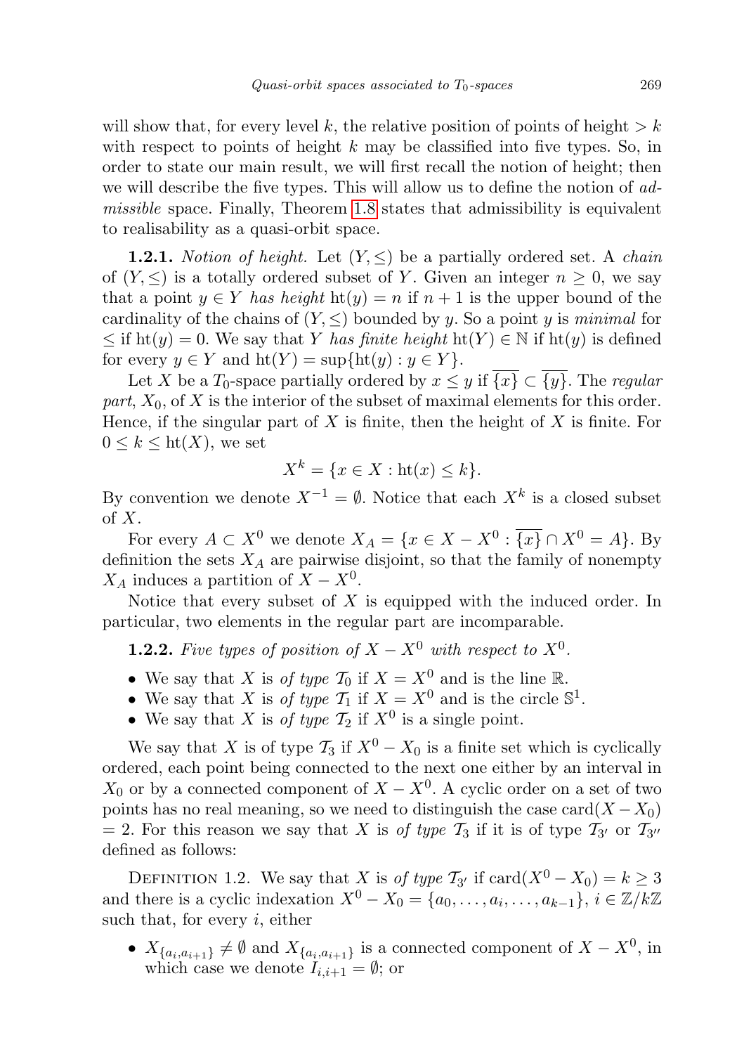will show that, for every level $k$, the relative position of points of height $> k$ with respect to points of height $k$ may be classified into five types. So, in order to state our main result, we will first recall the notion of height; then we will describe the five types. This will allow us to define the notion of *admissible* space. Finally, Theorem 1.8 states that admissibility is equivalent to realisability as a quasi-orbit space.

**1.2.1.** *Notion of height.* Let $(Y, \leq)$ be a partially ordered set. A *chain* of $(Y, \leq)$ is a totally ordered subset of $Y$. Given an integer $n \geq 0$, we say that a point $y \in Y$ *has height* $\mathrm{ht}(y) = n$ if $n+1$ is the upper bound of the cardinality of the chains of $(Y, \leq)$ bounded by $y$. So a point $y$ is *minimal* for $\leq$ if $\mathrm{ht}(y) = 0$. We say that $Y$ *has finite height* $\mathrm{ht}(Y) \in \mathbb{N}$ if $\mathrm{ht}(y)$ is defined for every $y \in Y$ and $\mathrm{ht}(Y) = \sup\{\mathrm{ht}(y) : y \in Y\}$.

Let $X$ be a $T_0$-space partially ordered by $x \leq y$ if $\overline{\{x\}} \subset \overline{\{y\}}$. The *regular part*, $X_0$, of $X$ is the interior of the subset of maximal elements for this order. Hence, if the singular part of $X$ is finite, then the height of $X$ is finite. For $0 \leq k \leq \mathrm{ht}(X)$, we set

$$X^k = \{x \in X : \mathrm{ht}(x) \leq k\}.$$

By convention we denote $X^{-1} = \emptyset$. Notice that each $X^k$ is a closed subset of $X$.

For every $A \subset X^0$ we denote $X_A = \{x \in X - X^0 : \overline{\{x\}} \cap X^0 = A\}$. By definition the sets $X_A$ are pairwise disjoint, so that the family of nonempty $X_A$ induces a partition of $X - X^0$.

Notice that every subset of $X$ is equipped with the induced order. In particular, two elements in the regular part are incomparable.

**1.2.2.** *Five types of position of $X - X^0$ with respect to $X^0$.*

- We say that $X$ is *of type* $\mathcal{T}_0$ if $X = X^0$ and is the line $\mathbb{R}$.
- We say that $X$ is *of type* $\mathcal{T}_1$ if $X = X^0$ and is the circle $\mathbb{S}^1$.
- We say that $X$ is *of type* $\mathcal{T}_2$ if $X^0$ is a single point.

We say that $X$ is of type $\mathcal{T}_3$ if $X^0 - X_0$ is a finite set which is cyclically ordered, each point being connected to the next one either by an interval in $X_0$ or by a connected component of $X - X^0$. A cyclic order on a set of two points has no real meaning, so we need to distinguish the case $\mathrm{card}(X - X_0) = 2$. For this reason we say that $X$ is *of type* $\mathcal{T}_3$ if it is of type $\mathcal{T}_{3'}$ or $\mathcal{T}_{3''}$ defined as follows:

Definition 1.2. We say that $X$ is *of type* $\mathcal{T}_{3'}$ if $\mathrm{card}(X^0 - X_0) = k \geq 3$ and there is a cyclic indexation $X^0 - X_0 = \{a_0, \ldots, a_i, \ldots, a_{k-1}\}$, $i \in \mathbb{Z}/k\mathbb{Z}$ such that, for every $i$, either

- $X_{\{a_i, a_{i+1}\}} \neq \emptyset$ and $X_{\{a_i, a_{i+1}\}}$ is a connected component of $X - X^0$, in which case we denote $I_{i,i+1} = \emptyset$; or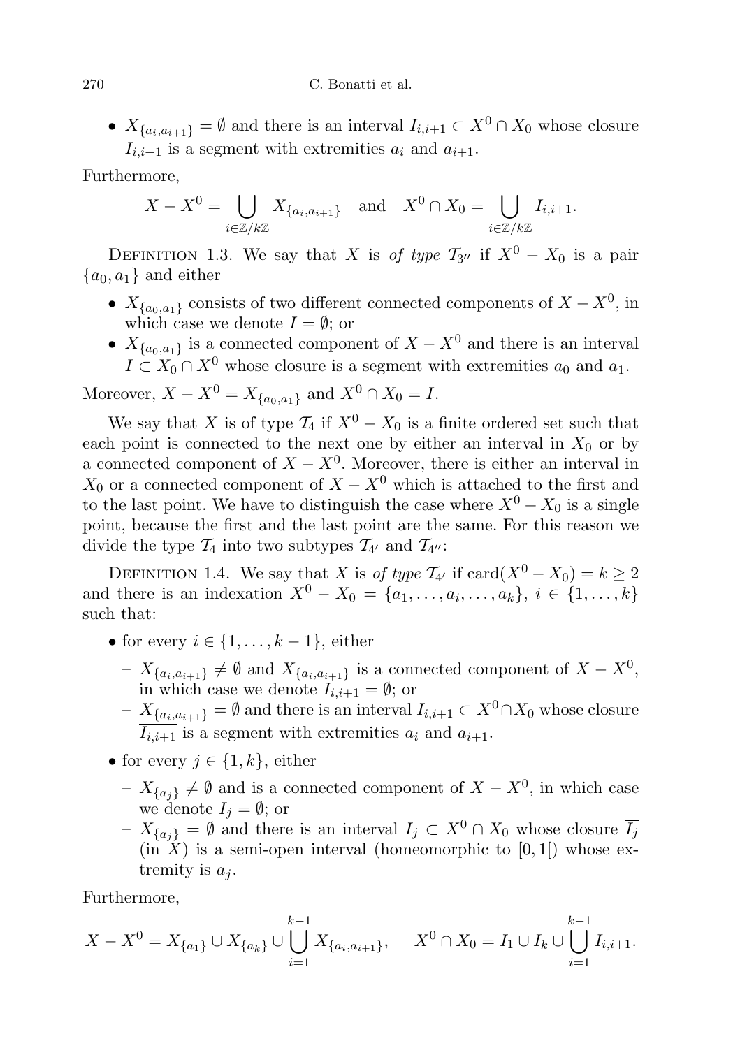- $X_{\{a_i,a_{i+1}\}} = \emptyset$ and there is an interval $I_{i,i+1} \subset X^0 \cap X_0$ whose closure $\overline{I_{i,i+1}}$ is a segment with extremities $a_i$ and $a_{i+1}$.

Furthermore,

$$X - X^0 = \bigcup_{i\in\mathbb{Z}/k\mathbb{Z}} X_{\{a_i,a_{i+1}\}} \quad \text{and} \quad X^0 \cap X_0 = \bigcup_{i\in\mathbb{Z}/k\mathbb{Z}} I_{i,i+1}.$$

Definition 1.3. We say that $X$ is *of type* $\mathcal{T}_{3''}$ if $X^0 - X_0$ is a pair $\{a_0, a_1\}$ and either

- $X_{\{a_0,a_1\}}$ consists of two different connected components of $X - X^0$, in which case we denote $I = \emptyset$; or
- $X_{\{a_0,a_1\}}$ is a connected component of $X - X^0$ and there is an interval $I \subset X_0 \cap X^0$ whose closure is a segment with extremities $a_0$ and $a_1$.

Moreover, $X - X^0 = X_{\{a_0,a_1\}}$ and $X^0 \cap X_0 = I$.

We say that $X$ is of type $\mathcal{T}_4$ if $X^0 - X_0$ is a finite ordered set such that each point is connected to the next one by either an interval in $X_0$ or by a connected component of $X - X^0$. Moreover, there is either an interval in $X_0$ or a connected component of $X - X^0$ which is attached to the first and to the last point. We have to distinguish the case where $X^0 - X_0$ is a single point, because the first and the last point are the same. For this reason we divide the type $\mathcal{T}_4$ into two subtypes $\mathcal{T}_{4'}$ and $\mathcal{T}_{4''}$:

Definition 1.4. We say that $X$ is *of type* $\mathcal{T}_{4'}$ if $\operatorname{card}(X^0 - X_0) = k \geq 2$ and there is an indexation $X^0 - X_0 = \{a_1, \ldots, a_i, \ldots, a_k\}$, $i \in \{1, \ldots, k\}$ such that:

- for every $i \in \{1, \ldots, k-1\}$, either
  - $X_{\{a_i,a_{i+1}\}} \neq \emptyset$ and $X_{\{a_i,a_{i+1}\}}$ is a connected component of $X - X^0$, in which case we denote $I_{i,i+1} = \emptyset$; or
  - $X_{\{a_i,a_{i+1}\}} = \emptyset$ and there is an interval $I_{i,i+1} \subset X^0 \cap X_0$ whose closure $\overline{I_{i,i+1}}$ is a segment with extremities $a_i$ and $a_{i+1}$.
- for every $j \in \{1, k\}$, either
  - $X_{\{a_j\}} \neq \emptyset$ and is a connected component of $X - X^0$, in which case we denote $I_j = \emptyset$; or
  - $X_{\{a_j\}} = \emptyset$ and there is an interval $I_j \subset X^0 \cap X_0$ whose closure $\overline{I_j}$ (in $X$) is a semi-open interval (homeomorphic to $[0, 1[$) whose extremity is $a_j$.

Furthermore,

$$X - X^0 = X_{\{a_1\}} \cup X_{\{a_k\}} \cup \bigcup_{i=1}^{k-1} X_{\{a_i,a_{i+1}\}}, \qquad X^0 \cap X_0 = I_1 \cup I_k \cup \bigcup_{i=1}^{k-1} I_{i,i+1}.$$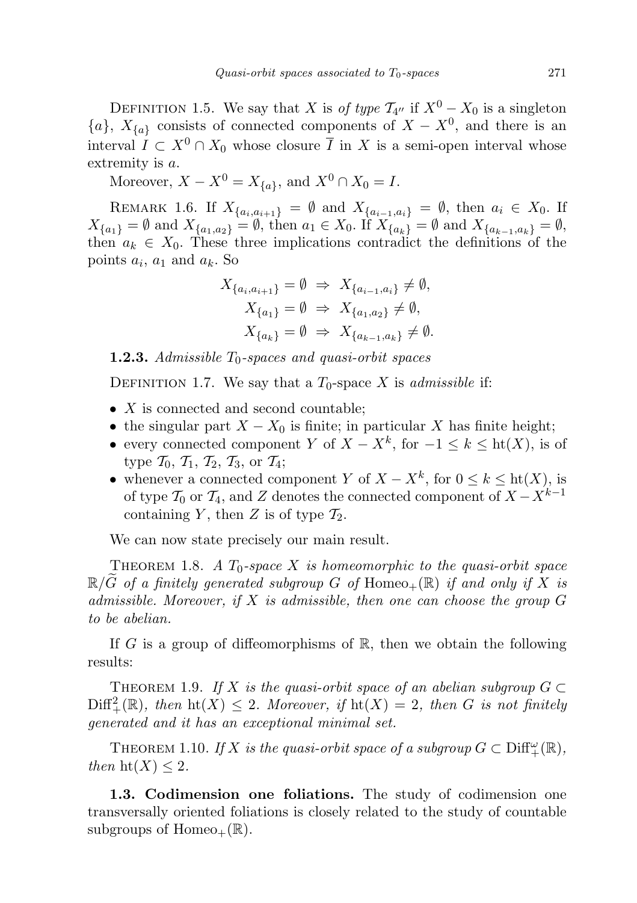DEFINITION 1.5. We say that $X$ is *of type* $\mathcal{T}_{4''}$ if $X^0 - X_0$ is a singleton $\{a\}$, $X_{\{a\}}$ consists of connected components of $X - X^0$, and there is an interval $I \subset X^0 \cap X_0$ whose closure $\overline{I}$ in $X$ is a semi-open interval whose extremity is $a$.

Moreover, $X - X^0 = X_{\{a\}}$, and $X^0 \cap X_0 = I$.

REMARK 1.6. If $X_{\{a_i, a_{i+1}\}} = \emptyset$ and $X_{\{a_{i-1}, a_i\}} = \emptyset$, then $a_i \in X_0$. If $X_{\{a_1\}} = \emptyset$ and $X_{\{a_1, a_2\}} = \emptyset$, then $a_1 \in X_0$. If $X_{\{a_k\}} = \emptyset$ and $X_{\{a_{k-1}, a_k\}} = \emptyset$, then $a_k \in X_0$. These three implications contradict the definitions of the points $a_i$, $a_1$ and $a_k$. So

$$X_{\{a_i, a_{i+1}\}} = \emptyset \;\Rightarrow\; X_{\{a_{i-1}, a_i\}} \neq \emptyset,$$
$$X_{\{a_1\}} = \emptyset \;\Rightarrow\; X_{\{a_1, a_2\}} \neq \emptyset,$$
$$X_{\{a_k\}} = \emptyset \;\Rightarrow\; X_{\{a_{k-1}, a_k\}} \neq \emptyset.$$

**1.2.3.** *Admissible $T_0$-spaces and quasi-orbit spaces*

DEFINITION 1.7. We say that a $T_0$-space $X$ is *admissible* if:

- $X$ is connected and second countable;
- the singular part $X - X_0$ is finite; in particular $X$ has finite height;
- every connected component $Y$ of $X - X^k$, for $-1 \leq k \leq \mathrm{ht}(X)$, is of type $\mathcal{T}_0$, $\mathcal{T}_1$, $\mathcal{T}_2$, $\mathcal{T}_3$, or $\mathcal{T}_4$;
- whenever a connected component $Y$ of $X - X^k$, for $0 \leq k \leq \mathrm{ht}(X)$, is of type $\mathcal{T}_0$ or $\mathcal{T}_4$, and $Z$ denotes the connected component of $X - X^{k-1}$ containing $Y$, then $Z$ is of type $\mathcal{T}_2$.

We can now state precisely our main result.

THEOREM 1.8. *A $T_0$-space $X$ is homeomorphic to the quasi-orbit space $\mathbb{R}/\widetilde{G}$ of a finitely generated subgroup $G$ of $\mathrm{Homeo}_+(\mathbb{R})$ if and only if $X$ is admissible. Moreover, if $X$ is admissible, then one can choose the group $G$ to be abelian.*

If $G$ is a group of diffeomorphisms of $\mathbb{R}$, then we obtain the following results:

THEOREM 1.9. *If $X$ is the quasi-orbit space of an abelian subgroup $G \subset \mathrm{Diff}^2_+(\mathbb{R})$, then $\mathrm{ht}(X) \leq 2$. Moreover, if $\mathrm{ht}(X) = 2$, then $G$ is not finitely generated and it has an exceptional minimal set.*

THEOREM 1.10. *If $X$ is the quasi-orbit space of a subgroup $G \subset \mathrm{Diff}^\omega_+(\mathbb{R})$, then $\mathrm{ht}(X) \leq 2$.*

**1.3. Codimension one foliations.** The study of codimension one transversally oriented foliations is closely related to the study of countable subgroups of $\mathrm{Homeo}_+(\mathbb{R})$.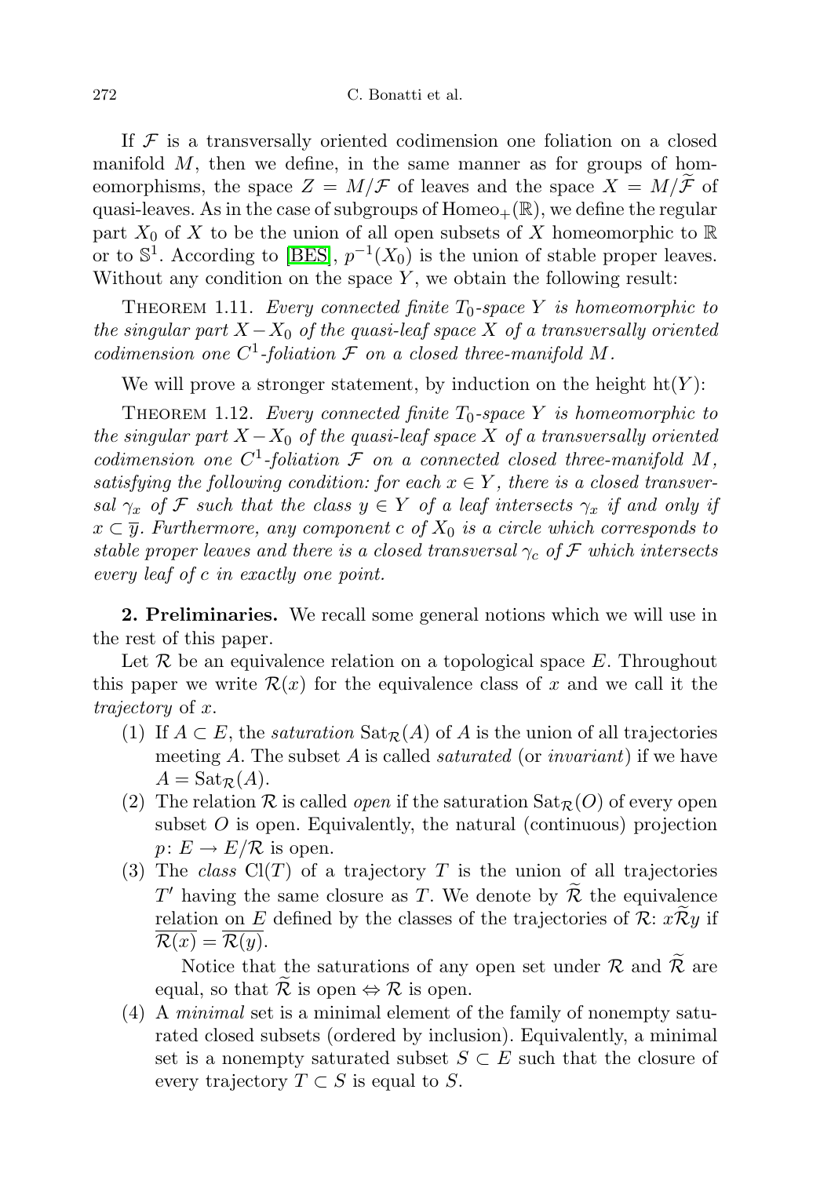If $\mathcal{F}$ is a transversally oriented codimension one foliation on a closed manifold $M$, then we define, in the same manner as for groups of homeomorphisms, the space $Z = M/\mathcal{F}$ of leaves and the space $X = M/\widetilde{\mathcal{F}}$ of quasi-leaves. As in the case of subgroups of $\mathrm{Homeo}_+(\mathbb{R})$, we define the regular part $X_0$ of $X$ to be the union of all open subsets of $X$ homeomorphic to $\mathbb{R}$ or to $\mathbb{S}^1$. According to [BES], $p^{-1}(X_0)$ is the union of stable proper leaves. Without any condition on the space $Y$, we obtain the following result:

THEOREM 1.11. *Every connected finite $T_0$-space $Y$ is homeomorphic to the singular part $X - X_0$ of the quasi-leaf space $X$ of a transversally oriented codimension one $C^1$-foliation $\mathcal{F}$ on a closed three-manifold $M$.*

We will prove a stronger statement, by induction on the height $\mathrm{ht}(Y)$:

THEOREM 1.12. *Every connected finite $T_0$-space $Y$ is homeomorphic to the singular part $X - X_0$ of the quasi-leaf space $X$ of a transversally oriented codimension one $C^1$-foliation $\mathcal{F}$ on a connected closed three-manifold $M$, satisfying the following condition: for each $x \in Y$, there is a closed transversal $\gamma_x$ of $\mathcal{F}$ such that the class $y \in Y$ of a leaf intersects $\gamma_x$ if and only if $x \subset \overline{y}$. Furthermore, any component $c$ of $X_0$ is a circle which corresponds to stable proper leaves and there is a closed transversal $\gamma_c$ of $\mathcal{F}$ which intersects every leaf of $c$ in exactly one point.*

## 2. Preliminaries.

We recall some general notions which we will use in the rest of this paper.

Let $\mathcal{R}$ be an equivalence relation on a topological space $E$. Throughout this paper we write $\mathcal{R}(x)$ for the equivalence class of $x$ and we call it the *trajectory* of $x$.

(1) If $A \subset E$, the *saturation* $\mathrm{Sat}_{\mathcal{R}}(A)$ of $A$ is the union of all trajectories meeting $A$. The subset $A$ is called *saturated* (or *invariant*) if we have $A = \mathrm{Sat}_{\mathcal{R}}(A)$.

(2) The relation $\mathcal{R}$ is called *open* if the saturation $\mathrm{Sat}_{\mathcal{R}}(O)$ of every open subset $O$ is open. Equivalently, the natural (continuous) projection $p\colon E \to E/\mathcal{R}$ is open.

(3) The *class* $\mathrm{Cl}(T)$ of a trajectory $T$ is the union of all trajectories $T'$ having the same closure as $T$. We denote by $\widetilde{\mathcal{R}}$ the equivalence relation on $E$ defined by the classes of the trajectories of $\mathcal{R}$: $x\widetilde{\mathcal{R}}y$ if $\overline{\mathcal{R}(x)} = \overline{\mathcal{R}(y)}$.

Notice that the saturations of any open set under $\mathcal{R}$ and $\widetilde{\mathcal{R}}$ are equal, so that $\widetilde{\mathcal{R}}$ is open $\Leftrightarrow$ $\mathcal{R}$ is open.

(4) A *minimal* set is a minimal element of the family of nonempty saturated closed subsets (ordered by inclusion). Equivalently, a minimal set is a nonempty saturated subset $S \subset E$ such that the closure of every trajectory $T \subset S$ is equal to $S$.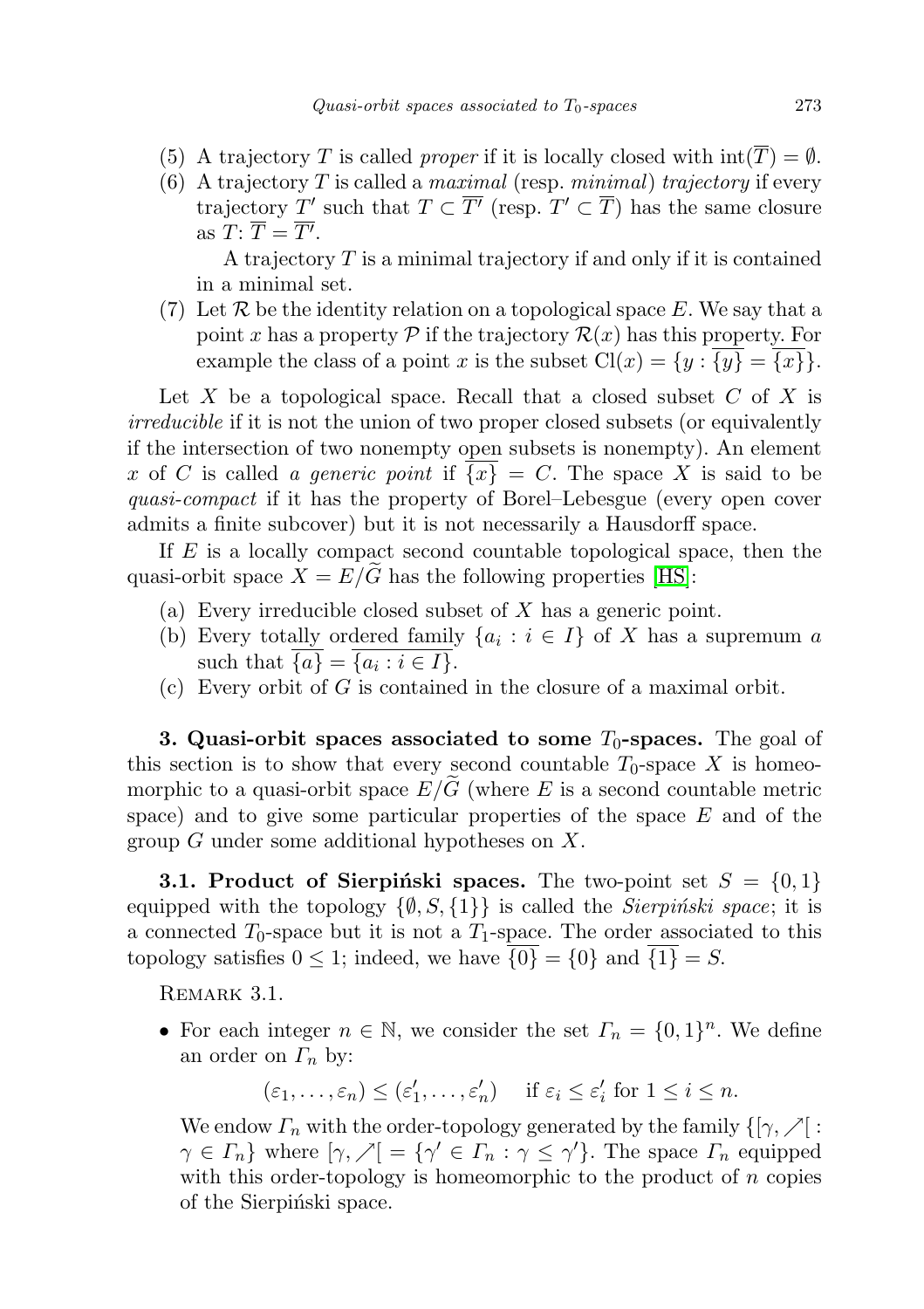(5) A trajectory $T$ is called *proper* if it is locally closed with $\operatorname{int}(\overline{T}) = \emptyset$.

(6) A trajectory $T$ is called a *maximal* (resp. *minimal*) *trajectory* if every trajectory $T'$ such that $T \subset \overline{T'}$ (resp. $T' \subset \overline{T}$) has the same closure as $T$: $\overline{T} = \overline{T'}$.

A trajectory $T$ is a minimal trajectory if and only if it is contained in a minimal set.

(7) Let $\mathcal{R}$ be the identity relation on a topological space $E$. We say that a point $x$ has a property $\mathcal{P}$ if the trajectory $\mathcal{R}(x)$ has this property. For example the class of a point $x$ is the subset $\operatorname{Cl}(x) = \{y : \overline{\{y\}} = \overline{\{x\}}\}$.

Let $X$ be a topological space. Recall that a closed subset $C$ of $X$ is *irreducible* if it is not the union of two proper closed subsets (or equivalently if the intersection of two nonempty open subsets is nonempty). An element $x$ of $C$ is called *a generic point* if $\overline{\{x\}} = C$. The space $X$ is said to be *quasi-compact* if it has the property of Borel–Lebesgue (every open cover admits a finite subcover) but it is not necessarily a Hausdorff space.

If $E$ is a locally compact second countable topological space, then the quasi-orbit space $X = E/\widetilde{G}$ has the following properties [HS]:

(a) Every irreducible closed subset of $X$ has a generic point.

(b) Every totally ordered family $\{a_i : i \in I\}$ of $X$ has a supremum $a$ such that $\overline{\{a\}} = \overline{\{a_i : i \in I\}}$.

(c) Every orbit of $G$ is contained in the closure of a maximal orbit.

**3. Quasi-orbit spaces associated to some $T_0$-spaces.** The goal of this section is to show that every second countable $T_0$-space $X$ is homeomorphic to a quasi-orbit space $E/\widetilde{G}$ (where $E$ is a second countable metric space) and to give some particular properties of the space $E$ and of the group $G$ under some additional hypotheses on $X$.

**3.1. Product of Sierpiński spaces.** The two-point set $S = \{0, 1\}$ equipped with the topology $\{\emptyset, S, \{1\}\}$ is called the *Sierpiński space*; it is a connected $T_0$-space but it is not a $T_1$-space. The order associated to this topology satisfies $0 \leq 1$; indeed, we have $\overline{\{0\}} = \{0\}$ and $\overline{\{1\}} = S$.

Remark 3.1.

- For each integer $n \in \mathbb{N}$, we consider the set $\Gamma_n = \{0, 1\}^n$. We define an order on $\Gamma_n$ by:

$$(\varepsilon_1, \ldots, \varepsilon_n) \leq (\varepsilon'_1, \ldots, \varepsilon'_n) \quad \text{if } \varepsilon_i \leq \varepsilon'_i \text{ for } 1 \leq i \leq n.$$

We endow $\Gamma_n$ with the order-topology generated by the family $\{[\gamma, \nearrow[ : \gamma \in \Gamma_n\}$ where $[\gamma, \nearrow[ = \{\gamma' \in \Gamma_n : \gamma \leq \gamma'\}$. The space $\Gamma_n$ equipped with this order-topology is homeomorphic to the product of $n$ copies of the Sierpiński space.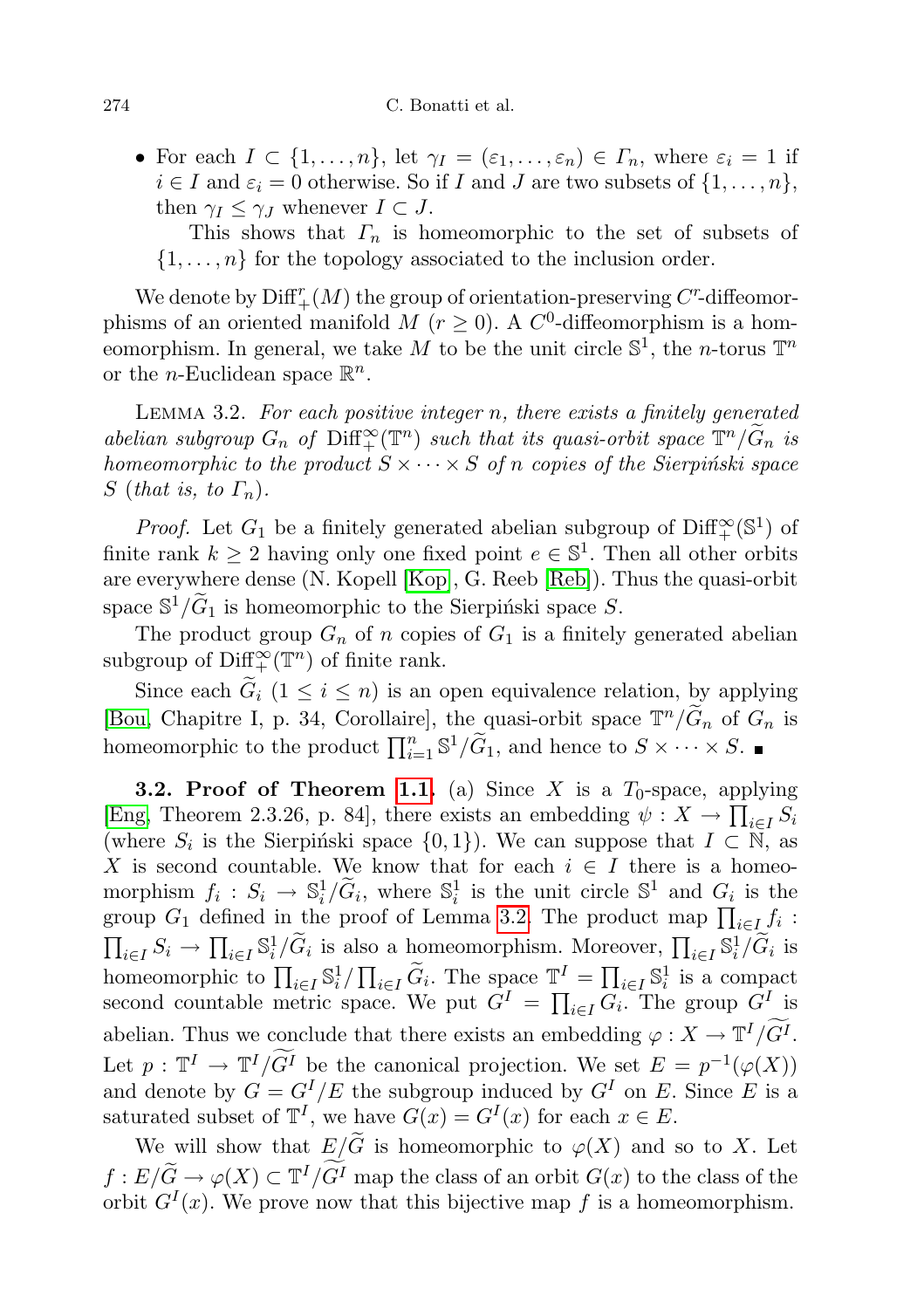- For each $I \subset \{1, \ldots, n\}$, let $\gamma_I = (\varepsilon_1, \ldots, \varepsilon_n) \in \Gamma_n$, where $\varepsilon_i = 1$ if $i \in I$ and $\varepsilon_i = 0$ otherwise. So if $I$ and $J$ are two subsets of $\{1, \ldots, n\}$, then $\gamma_I \leq \gamma_J$ whenever $I \subset J$.

  This shows that $\Gamma_n$ is homeomorphic to the set of subsets of $\{1, \ldots, n\}$ for the topology associated to the inclusion order.

We denote by $\mathrm{Diff}^r_+(M)$ the group of orientation-preserving $C^r$-diffeomorphisms of an oriented manifold $M$ ($r \geq 0$). A $C^0$-diffeomorphism is a homeomorphism. In general, we take $M$ to be the unit circle $\mathbb{S}^1$, the $n$-torus $\mathbb{T}^n$ or the $n$-Euclidean space $\mathbb{R}^n$.

Lemma 3.2. *For each positive integer $n$, there exists a finitely generated abelian subgroup $G_n$ of $\mathrm{Diff}^\infty_+(\mathbb{T}^n)$ such that its quasi-orbit space $\mathbb{T}^n/\widetilde{G}_n$ is homeomorphic to the product $S \times \cdots \times S$ of $n$ copies of the Sierpiński space $S$ (that is, to $\Gamma_n$).*

*Proof.* Let $G_1$ be a finitely generated abelian subgroup of $\mathrm{Diff}^\infty_+(\mathbb{S}^1)$ of finite rank $k \geq 2$ having only one fixed point $e \in \mathbb{S}^1$. Then all other orbits are everywhere dense (N. Kopell [Kop], G. Reeb [Reb]). Thus the quasi-orbit space $\mathbb{S}^1/\widetilde{G}_1$ is homeomorphic to the Sierpiński space $S$.

The product group $G_n$ of $n$ copies of $G_1$ is a finitely generated abelian subgroup of $\mathrm{Diff}^\infty_+(\mathbb{T}^n)$ of finite rank.

Since each $\widetilde{G}_i$ ($1 \leq i \leq n$) is an open equivalence relation, by applying [Bou, Chapitre I, p. 34, Corollaire], the quasi-orbit space $\mathbb{T}^n/\widetilde{G}_n$ of $G_n$ is homeomorphic to the product $\prod_{i=1}^n \mathbb{S}^1/\widetilde{G}_1$, and hence to $S \times \cdots \times S$. ∎

**3.2. Proof of Theorem 1.1.** (a) Since $X$ is a $T_0$-space, applying [Eng, Theorem 2.3.26, p. 84], there exists an embedding $\psi : X \to \prod_{i\in I} S_i$ (where $S_i$ is the Sierpiński space $\{0, 1\}$). We can suppose that $I \subset \mathbb{N}$, as $X$ is second countable. We know that for each $i \in I$ there is a homeomorphism $f_i : S_i \to \mathbb{S}^1_i/\widetilde{G}_i$, where $\mathbb{S}^1_i$ is the unit circle $\mathbb{S}^1$ and $G_i$ is the group $G_1$ defined in the proof of Lemma 3.2. The product map $\prod_{i\in I} f_i : \prod_{i\in I} S_i \to \prod_{i\in I} \mathbb{S}^1_i/\widetilde{G}_i$ is also a homeomorphism. Moreover, $\prod_{i\in I} \mathbb{S}^1_i/\widetilde{G}_i$ is homeomorphic to $\prod_{i\in I} \mathbb{S}^1_i / \prod_{i\in I} \widetilde{G}_i$. The space $\mathbb{T}^I = \prod_{i\in I} \mathbb{S}^1_i$ is a compact second countable metric space. We put $G^I = \prod_{i\in I} G_i$. The group $G^I$ is abelian. Thus we conclude that there exists an embedding $\varphi : X \to \mathbb{T}^I/\widetilde{G^I}$. Let $p : \mathbb{T}^I \to \mathbb{T}^I/\widetilde{G^I}$ be the canonical projection. We set $E = p^{-1}(\varphi(X))$ and denote by $G = G^I/E$ the subgroup induced by $G^I$ on $E$. Since $E$ is a saturated subset of $\mathbb{T}^I$, we have $G(x) = G^I(x)$ for each $x \in E$.

We will show that $E/\widetilde{G}$ is homeomorphic to $\varphi(X)$ and so to $X$. Let $f : E/\widetilde{G} \to \varphi(X) \subset \mathbb{T}^I/\widetilde{G^I}$ map the class of an orbit $G(x)$ to the class of the orbit $G^I(x)$. We prove now that this bijective map $f$ is a homeomorphism.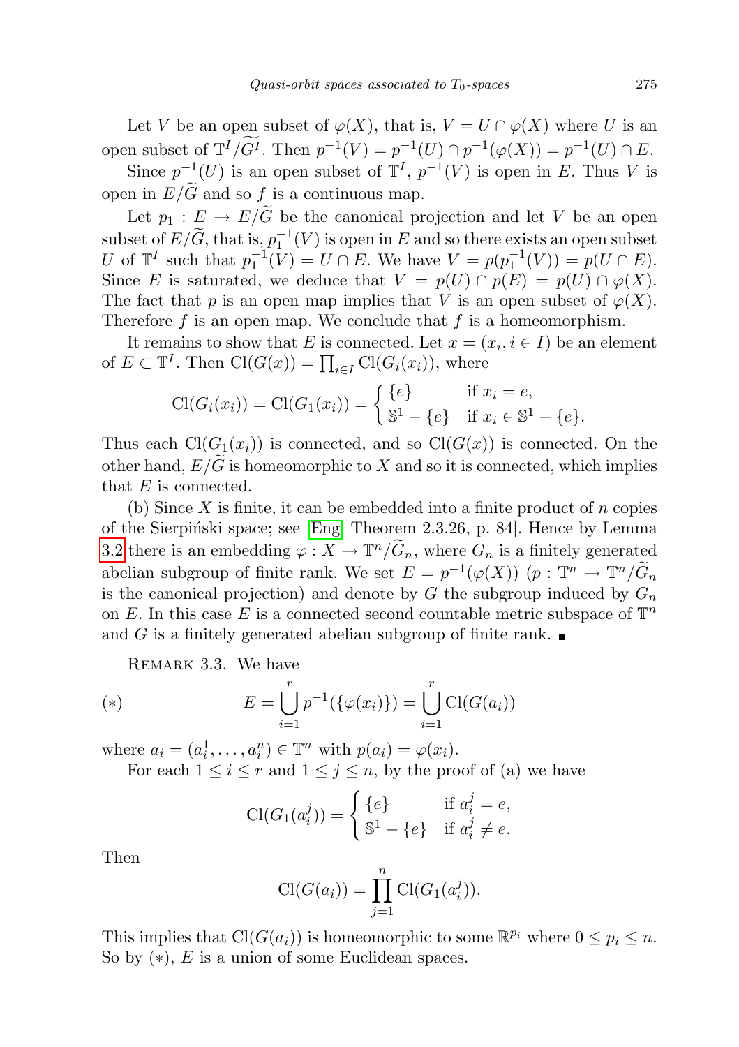Let $V$ be an open subset of $\varphi(X)$, that is, $V = U \cap \varphi(X)$ where $U$ is an open subset of $\mathbb{T}^I/\widetilde{G^I}$. Then $p^{-1}(V) = p^{-1}(U) \cap p^{-1}(\varphi(X)) = p^{-1}(U) \cap E$.

Since $p^{-1}(U)$ is an open subset of $\mathbb{T}^I$, $p^{-1}(V)$ is open in $E$. Thus $V$ is open in $E/\widetilde{G}$ and so $f$ is a continuous map.

Let $p_1 : E \to E/\widetilde{G}$ be the canonical projection and let $V$ be an open subset of $E/\widetilde{G}$, that is, $p_1^{-1}(V)$ is open in $E$ and so there exists an open subset $U$ of $\mathbb{T}^I$ such that $p_1^{-1}(V) = U \cap E$. We have $V = p(p_1^{-1}(V)) = p(U \cap E)$. Since $E$ is saturated, we deduce that $V = p(U) \cap p(E) = p(U) \cap \varphi(X)$. The fact that $p$ is an open map implies that $V$ is an open subset of $\varphi(X)$. Therefore $f$ is an open map. We conclude that $f$ is a homeomorphism.

It remains to show that $E$ is connected. Let $x = (x_i, i \in I)$ be an element of $E \subset \mathbb{T}^I$. Then $\mathrm{Cl}(G(x)) = \prod_{i\in I} \mathrm{Cl}(G_i(x_i))$, where

$$\mathrm{Cl}(G_i(x_i)) = \mathrm{Cl}(G_1(x_i)) = \begin{cases} \{e\} & \text{if } x_i = e, \\ \mathbb{S}^1 - \{e\} & \text{if } x_i \in \mathbb{S}^1 - \{e\}. \end{cases}$$

Thus each $\mathrm{Cl}(G_1(x_i))$ is connected, and so $\mathrm{Cl}(G(x))$ is connected. On the other hand, $E/\widetilde{G}$ is homeomorphic to $X$ and so it is connected, which implies that $E$ is connected.

(b) Since $X$ is finite, it can be embedded into a finite product of $n$ copies of the Sierpiński space; see [Eng, Theorem 2.3.26, p. 84]. Hence by Lemma 3.2 there is an embedding $\varphi : X \to \mathbb{T}^n/\widetilde{G}_n$, where $G_n$ is a finitely generated abelian subgroup of finite rank. We set $E = p^{-1}(\varphi(X))$ ($p : \mathbb{T}^n \to \mathbb{T}^n/\widetilde{G}_n$ is the canonical projection) and denote by $G$ the subgroup induced by $G_n$ on $E$. In this case $E$ is a connected second countable metric subspace of $\mathbb{T}^n$ and $G$ is a finitely generated abelian subgroup of finite rank. ∎

Remark 3.3. We have

$$(*) \qquad E = \bigcup_{i=1}^{r} p^{-1}(\{\varphi(x_i)\}) = \bigcup_{i=1}^{r} \mathrm{Cl}(G(a_i))$$

where $a_i = (a_i^1, \dots, a_i^n) \in \mathbb{T}^n$ with $p(a_i) = \varphi(x_i)$.

For each $1 \le i \le r$ and $1 \le j \le n$, by the proof of (a) we have

$$\mathrm{Cl}(G_1(a_i^j)) = \begin{cases} \{e\} & \text{if } a_i^j = e, \\ \mathbb{S}^1 - \{e\} & \text{if } a_i^j \neq e. \end{cases}$$

Then

$$\mathrm{Cl}(G(a_i)) = \prod_{j=1}^{n} \mathrm{Cl}(G_1(a_i^j)).$$

This implies that $\mathrm{Cl}(G(a_i))$ is homeomorphic to some $\mathbb{R}^{p_i}$ where $0 \le p_i \le n$. So by $(*)$, $E$ is a union of some Euclidean spaces.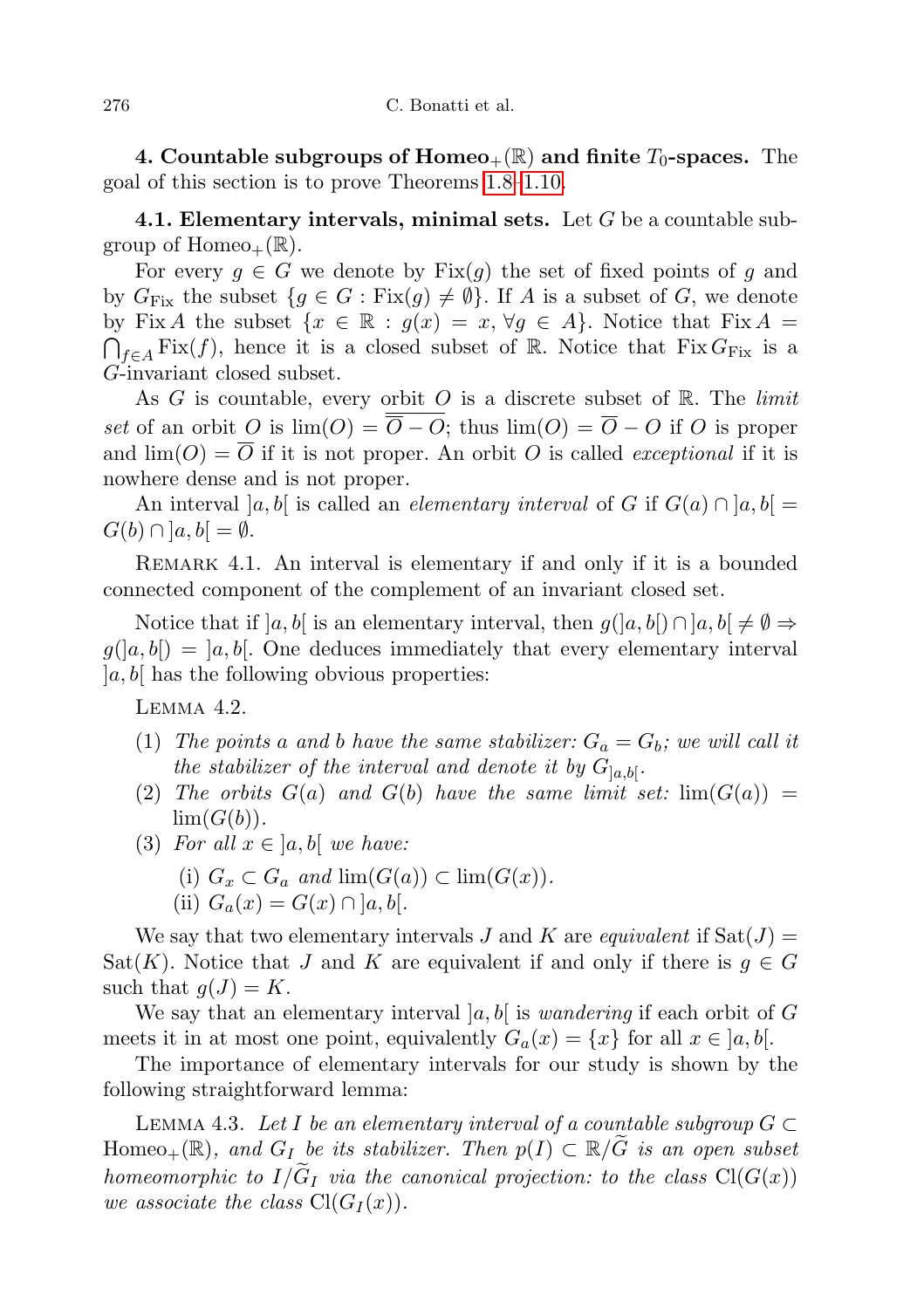**4. Countable subgroups of $\mathrm{Homeo}_+(\mathbb{R})$ and finite $T_0$-spaces.** The goal of this section is to prove Theorems 1.8–1.10.

**4.1. Elementary intervals, minimal sets.** Let $G$ be a countable subgroup of $\mathrm{Homeo}_+(\mathbb{R})$.

For every $g \in G$ we denote by $\mathrm{Fix}(g)$ the set of fixed points of $g$ and by $G_{\mathrm{Fix}}$ the subset $\{g \in G : \mathrm{Fix}(g) \neq \emptyset\}$. If $A$ is a subset of $G$, we denote by $\mathrm{Fix}\, A$ the subset $\{x \in \mathbb{R} : g(x) = x, \forall g \in A\}$. Notice that $\mathrm{Fix}\, A = \bigcap_{f \in A} \mathrm{Fix}(f)$, hence it is a closed subset of $\mathbb{R}$. Notice that $\mathrm{Fix}\, G_{\mathrm{Fix}}$ is a $G$-invariant closed subset.

As $G$ is countable, every orbit $O$ is a discrete subset of $\mathbb{R}$. The *limit set* of an orbit $O$ is $\lim(O) = \overline{\overline{O} - O}$; thus $\lim(O) = \overline{O} - O$ if $O$ is proper and $\lim(O) = \overline{O}$ if it is not proper. An orbit $O$ is called *exceptional* if it is nowhere dense and is not proper.

An interval $]a,b[$ is called an *elementary interval* of $G$ if $G(a) \cap ]a,b[ = G(b) \cap ]a,b[ = \emptyset$.

Remark 4.1. An interval is elementary if and only if it is a bounded connected component of the complement of an invariant closed set.

Notice that if $]a,b[$ is an elementary interval, then $g(]a,b[) \cap ]a,b[ \neq \emptyset \Rightarrow g(]a,b[) = ]a,b[$. One deduces immediately that every elementary interval $]a,b[$ has the following obvious properties:

Lemma 4.2.

1. *The points $a$ and $b$ have the same stabilizer: $G_a = G_b$; we will call it the stabilizer of the interval and denote it by $G_{]a,b[}$.*
2. *The orbits $G(a)$ and $G(b)$ have the same limit set: $\lim(G(a)) = \lim(G(b))$.*
3. *For all $x \in ]a,b[$ we have:*
   - (i) *$G_x \subset G_a$ and $\lim(G(a)) \subset \lim(G(x))$.*
   - (ii) *$G_a(x) = G(x) \cap ]a,b[$.*

We say that two elementary intervals $J$ and $K$ are *equivalent* if $\mathrm{Sat}(J) = \mathrm{Sat}(K)$. Notice that $J$ and $K$ are equivalent if and only if there is $g \in G$ such that $g(J) = K$.

We say that an elementary interval $]a,b[$ is *wandering* if each orbit of $G$ meets it in at most one point, equivalently $G_a(x) = \{x\}$ for all $x \in ]a,b[$.

The importance of elementary intervals for our study is shown by the following straightforward lemma:

Lemma 4.3. *Let $I$ be an elementary interval of a countable subgroup $G \subset \mathrm{Homeo}_+(\mathbb{R})$, and $G_I$ be its stabilizer. Then $p(I) \subset \mathbb{R}/\widetilde{G}$ is an open subset homeomorphic to $I/\widetilde{G}_I$ via the canonical projection: to the class $\mathrm{Cl}(G(x))$ we associate the class $\mathrm{Cl}(G_I(x))$.*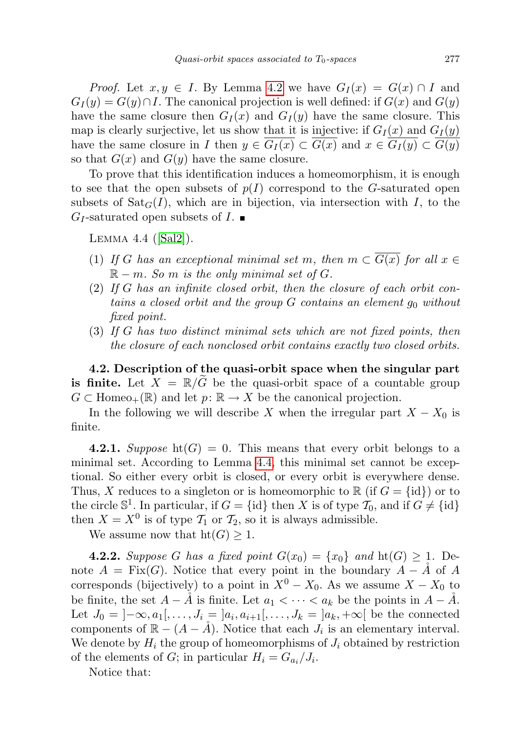*Proof.* Let $x, y \in I$. By Lemma 4.2 we have $G_I(x) = G(x) \cap I$ and $G_I(y) = G(y) \cap I$. The canonical projection is well defined: if $G(x)$ and $G(y)$ have the same closure then $G_I(x)$ and $G_I(y)$ have the same closure. This map is clearly surjective, let us show that it is injective: if $\overline{G_I(x)}$ and $\overline{G_I(y)}$ have the same closure in $I$ then $y \in \overline{G_I(x)} \subset \overline{G(x)}$ and $x \in \overline{G_I(y)} \subset \overline{G(y)}$ so that $G(x)$ and $G(y)$ have the same closure.

To prove that this identification induces a homeomorphism, it is enough to see that the open subsets of $p(I)$ correspond to the $G$-saturated open subsets of $\mathrm{Sat}_G(I)$, which are in bijection, via intersection with $I$, to the $G_I$-saturated open subsets of $I$. ∎

LEMMA 4.4 ([Sal2]).

1. *If $G$ has an exceptional minimal set $m$, then $m \subset \overline{G(x)}$ for all $x \in \mathbb{R} - m$. So $m$ is the only minimal set of $G$.*
2. *If $G$ has an infinite closed orbit, then the closure of each orbit contains a closed orbit and the group $G$ contains an element $g_0$ without fixed point.*
3. *If $G$ has two distinct minimal sets which are not fixed points, then the closure of each nonclosed orbit contains exactly two closed orbits.*

**4.2. Description of the quasi-orbit space when the singular part is finite.** Let $X = \mathbb{R}/\widetilde{G}$ be the quasi-orbit space of a countable group $G \subset \mathrm{Homeo}_+(\mathbb{R})$ and let $p: \mathbb{R} \to X$ be the canonical projection.

In the following we will describe $X$ when the irregular part $X - X_0$ is finite.

**4.2.1.** *Suppose* $\mathrm{ht}(G) = 0$*.* This means that every orbit belongs to a minimal set. According to Lemma 4.4, this minimal set cannot be exceptional. So either every orbit is closed, or every orbit is everywhere dense. Thus, $X$ reduces to a singleton or is homeomorphic to $\mathbb{R}$ (if $G = \{\mathrm{id}\}$) or to the circle $\mathbb{S}^1$. In particular, if $G = \{\mathrm{id}\}$ then $X$ is of type $\mathcal{T}_0$, and if $G \neq \{\mathrm{id}\}$ then $X = X^0$ is of type $\mathcal{T}_1$ or $\mathcal{T}_2$, so it is always admissible.

We assume now that $\mathrm{ht}(G) \geq 1$.

**4.2.2.** *Suppose $G$ has a fixed point $G(x_0) = \{x_0\}$ and* $\mathrm{ht}(G) \geq 1$*.* Denote $A = \mathrm{Fix}(G)$. Notice that every point in the boundary $A - \mathring{A}$ of $A$ corresponds (bijectively) to a point in $X^0 - X_0$. As we assume $X - X_0$ to be finite, the set $A - \mathring{A}$ is finite. Let $a_1 < \cdots < a_k$ be the points in $A - \mathring{A}$. Let $J_0 = ]-\infty, a_1[, \dots, J_i = ]a_i, a_{i+1}[, \dots, J_k = ]a_k, +\infty[$ be the connected components of $\mathbb{R} - (A - \mathring{A})$. Notice that each $J_i$ is an elementary interval. We denote by $H_i$ the group of homeomorphisms of $J_i$ obtained by restriction of the elements of $G$; in particular $H_i = G_{a_i}/J_i$.

Notice that: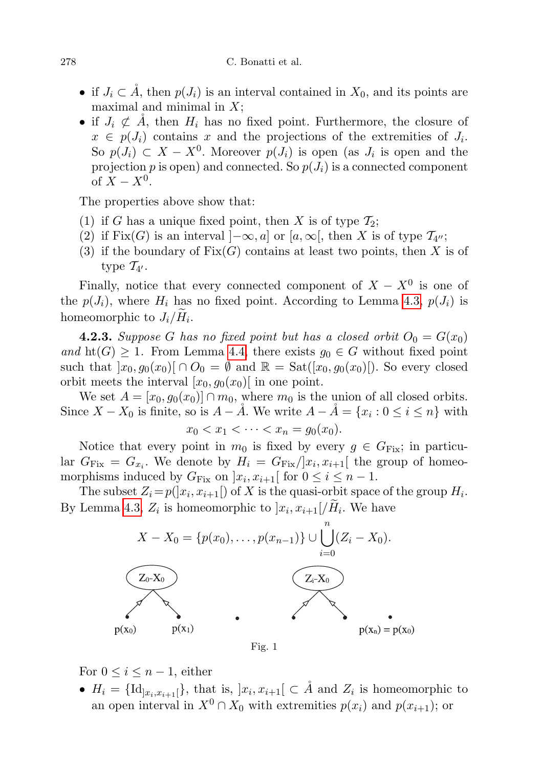- if $J_i \subset \mathring{A}$, then $p(J_i)$ is an interval contained in $X_0$, and its points are maximal and minimal in $X$;
- if $J_i \not\subset \mathring{A}$, then $H_i$ has no fixed point. Furthermore, the closure of $x \in p(J_i)$ contains $x$ and the projections of the extremities of $J_i$. So $p(J_i) \subset X - X^0$. Moreover $p(J_i)$ is open (as $J_i$ is open and the projection $p$ is open) and connected. So $p(J_i)$ is a connected component of $X - X^0$.

The properties above show that:

(1) if $G$ has a unique fixed point, then $X$ is of type $\mathcal{T}_2$;
(2) if $\mathrm{Fix}(G)$ is an interval $]-\infty, a]$ or $[a, \infty[$, then $X$ is of type $\mathcal{T}_{4''}$;
(3) if the boundary of $\mathrm{Fix}(G)$ contains at least two points, then $X$ is of type $\mathcal{T}_{4'}$.

Finally, notice that every connected component of $X - X^0$ is one of the $p(J_i)$, where $H_i$ has no fixed point. According to Lemma 4.3, $p(J_i)$ is homeomorphic to $J_i/\widetilde{H}_i$.

**4.2.3.** *Suppose $G$ has no fixed point but has a closed orbit $O_0 = G(x_0)$ and* $\mathrm{ht}(G) \geq 1$. From Lemma 4.4, there exists $g_0 \in G$ without fixed point such that $]x_0, g_0(x_0)[ \cap O_0 = \emptyset$ and $\mathbb{R} = \mathrm{Sat}([x_0, g_0(x_0)[)$. So every closed orbit meets the interval $[x_0, g_0(x_0)[$ in one point.

We set $A = [x_0, g_0(x_0)] \cap m_0$, where $m_0$ is the union of all closed orbits. Since $X - X_0$ is finite, so is $A - \mathring{A}$. We write $A - \mathring{A} = \{x_i : 0 \leq i \leq n\}$ with

$$x_0 < x_1 < \cdots < x_n = g_0(x_0).$$

Notice that every point in $m_0$ is fixed by every $g \in G_{\mathrm{Fix}}$; in particular $G_{\mathrm{Fix}} = G_{x_i}$. We denote by $H_i = G_{\mathrm{Fix}}/]x_i, x_{i+1}[$ the group of homeomorphisms induced by $G_{\mathrm{Fix}}$ on $]x_i, x_{i+1}[$ for $0 \leq i \leq n-1$.

The subset $Z_i = p(]x_i, x_{i+1}[)$ of $X$ is the quasi-orbit space of the group $H_i$. By Lemma 4.3, $Z_i$ is homeomorphic to $]x_i, x_{i+1}[/\widetilde{H}_i$. We have

$$X - X_0 = \{p(x_0), \ldots, p(x_{n-1})\} \cup \bigcup_{i=0}^{n} (Z_i - X_0).$$

Fig. 1

For $0 \leq i \leq n-1$, either

- $H_i = \{\mathrm{Id}_{]x_i, x_{i+1}[}\}$, that is, $]x_i, x_{i+1}[ \subset \mathring{A}$ and $Z_i$ is homeomorphic to an open interval in $X^0 \cap X_0$ with extremities $p(x_i)$ and $p(x_{i+1})$; or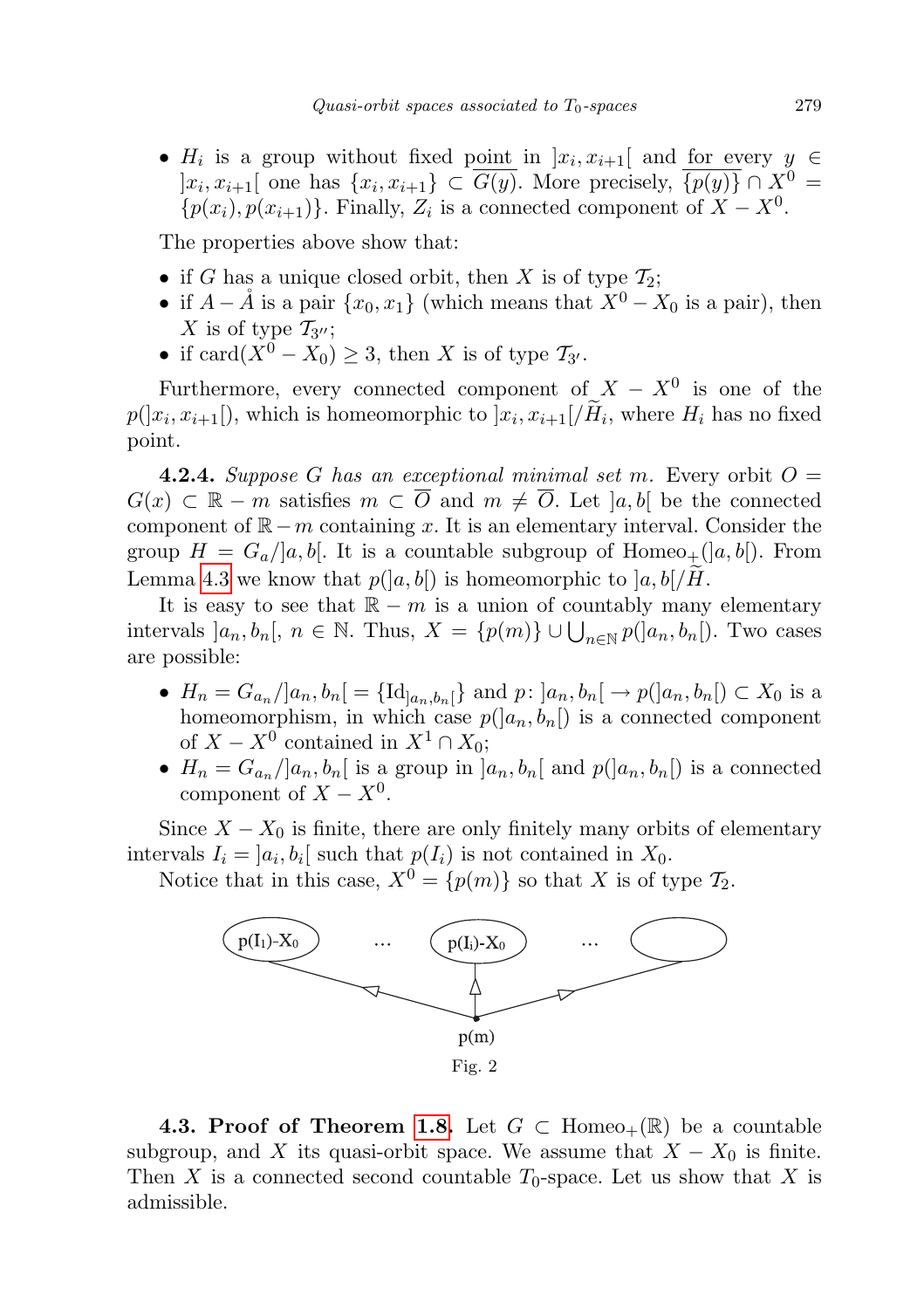- $H_i$ is a group without fixed point in $]x_i, x_{i+1}[$ and for every $y \in ]x_i, x_{i+1}[$ one has $\{x_i, x_{i+1}\} \subset \overline{G(y)}$. More precisely, $\overline{\{p(y)\}} \cap X^0 = \{p(x_i), p(x_{i+1})\}$. Finally, $Z_i$ is a connected component of $X - X^0$.

The properties above show that:

- if $G$ has a unique closed orbit, then $X$ is of type $\mathcal{T}_2$;
- if $A - \mathring{A}$ is a pair $\{x_0, x_1\}$ (which means that $X^0 - X_0$ is a pair), then $X$ is of type $\mathcal{T}_{3''}$;
- if $\mathrm{card}(X^0 - X_0) \geq 3$, then $X$ is of type $\mathcal{T}_{3'}$.

Furthermore, every connected component of $X - X^0$ is one of the $p(]x_i, x_{i+1}[)$, which is homeomorphic to $]x_i, x_{i+1}[/\widetilde{H}_i$, where $H_i$ has no fixed point.

**4.2.4.** *Suppose $G$ has an exceptional minimal set $m$.* Every orbit $O = G(x) \subset \mathbb{R} - m$ satisfies $m \subset \overline{O}$ and $m \neq \overline{O}$. Let $]a, b[$ be the connected component of $\mathbb{R} - m$ containing $x$. It is an elementary interval. Consider the group $H = G_a/]a, b[$. It is a countable subgroup of $\mathrm{Homeo}_+(]a, b[)$. From Lemma 4.3 we know that $p(]a, b[)$ is homeomorphic to $]a, b[/\widetilde{H}$.

It is easy to see that $\mathbb{R} - m$ is a union of countably many elementary intervals $]a_n, b_n[$, $n \in \mathbb{N}$. Thus, $X = \{p(m)\} \cup \bigcup_{n \in \mathbb{N}} p(]a_n, b_n[)$. Two cases are possible:

- $H_n = G_{a_n}/]a_n, b_n[ = \{\mathrm{Id}_{]a_n, b_n[}\}$ and $p \colon ]a_n, b_n[ \to p(]a_n, b_n[) \subset X_0$ is a homeomorphism, in which case $p(]a_n, b_n[)$ is a connected component of $X - X^0$ contained in $X^1 \cap X_0$;
- $H_n = G_{a_n}/]a_n, b_n[$ is a group in $]a_n, b_n[$ and $p(]a_n, b_n[)$ is a connected component of $X - X^0$.

Since $X - X_0$ is finite, there are only finitely many orbits of elementary intervals $I_i = ]a_i, b_i[$ such that $p(I_i)$ is not contained in $X_0$.

Notice that in this case, $X^0 = \{p(m)\}$ so that $X$ is of type $\mathcal{T}_2$.

Fig. 2

**4.3. Proof of Theorem 1.8.** Let $G \subset \mathrm{Homeo}_+(\mathbb{R})$ be a countable subgroup, and $X$ its quasi-orbit space. We assume that $X - X_0$ is finite. Then $X$ is a connected second countable $T_0$-space. Let us show that $X$ is admissible.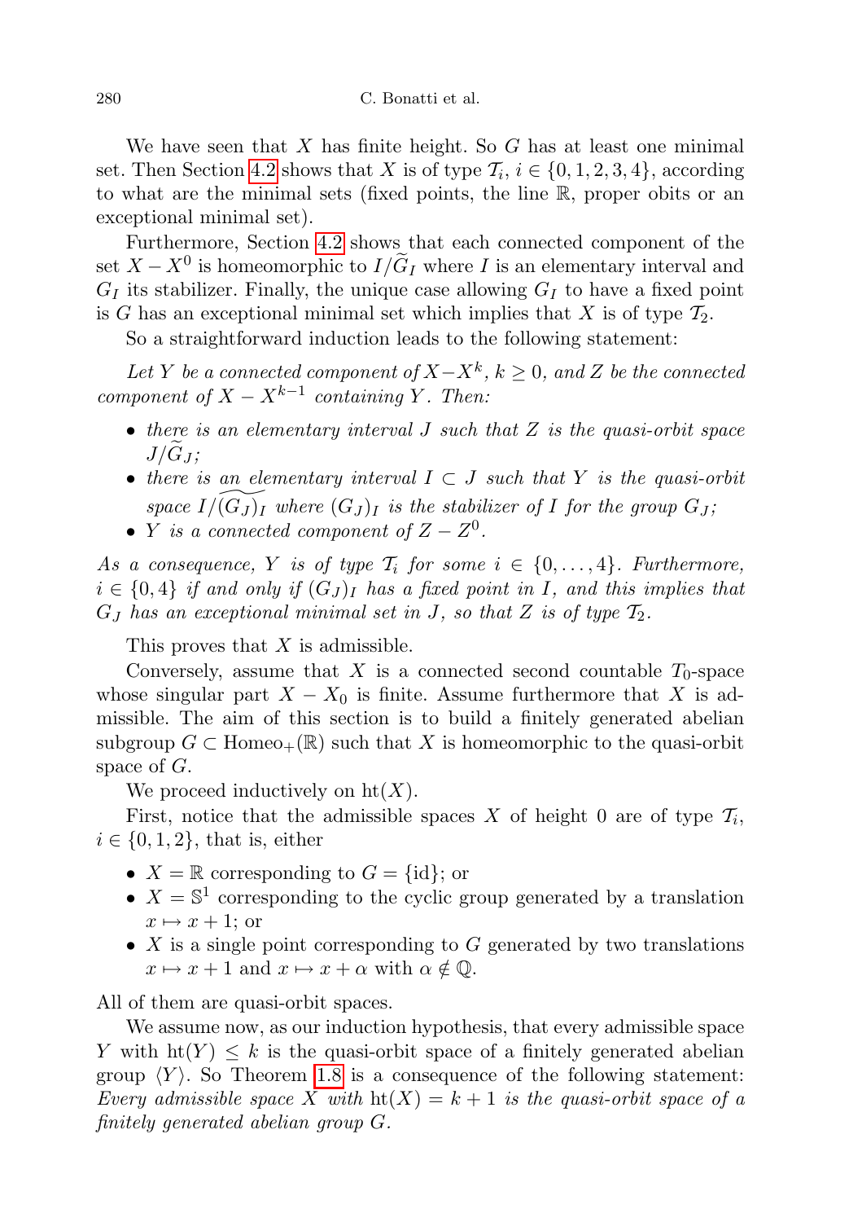We have seen that $X$ has finite height. So $G$ has at least one minimal set. Then Section 4.2 shows that $X$ is of type $\mathcal{T}_i$, $i \in \{0,1,2,3,4\}$, according to what are the minimal sets (fixed points, the line $\mathbb{R}$, proper obits or an exceptional minimal set).

Furthermore, Section 4.2 shows that each connected component of the set $X - X^0$ is homeomorphic to $I/\widetilde{G}_I$ where $I$ is an elementary interval and $G_I$ its stabilizer. Finally, the unique case allowing $G_I$ to have a fixed point is $G$ has an exceptional minimal set which implies that $X$ is of type $\mathcal{T}_2$.

So a straightforward induction leads to the following statement:

*Let $Y$ be a connected component of $X - X^k$, $k \geq 0$, and $Z$ be the connected component of $X - X^{k-1}$ containing $Y$. Then:*

- *there is an elementary interval $J$ such that $Z$ is the quasi-orbit space $J/\widetilde{G}_J$;*
- *there is an elementary interval $I \subset J$ such that $Y$ is the quasi-orbit space $I/\widetilde{(G_J)}_I$ where $(G_J)_I$ is the stabilizer of $I$ for the group $G_J$;*
- *$Y$ is a connected component of $Z - Z^0$.*

*As a consequence, $Y$ is of type $\mathcal{T}_i$ for some $i \in \{0,\dots,4\}$. Furthermore, $i \in \{0,4\}$ if and only if $(G_J)_I$ has a fixed point in $I$, and this implies that $G_J$ has an exceptional minimal set in $J$, so that $Z$ is of type $\mathcal{T}_2$.*

This proves that $X$ is admissible.

Conversely, assume that $X$ is a connected second countable $T_0$-space whose singular part $X - X_0$ is finite. Assume furthermore that $X$ is admissible. The aim of this section is to build a finitely generated abelian subgroup $G \subset \mathrm{Homeo}_+(\mathbb{R})$ such that $X$ is homeomorphic to the quasi-orbit space of $G$.

We proceed inductively on $\mathrm{ht}(X)$.

First, notice that the admissible spaces $X$ of height 0 are of type $\mathcal{T}_i$, $i \in \{0,1,2\}$, that is, either

- $X = \mathbb{R}$ corresponding to $G = \{\mathrm{id}\}$; or
- $X = \mathbb{S}^1$ corresponding to the cyclic group generated by a translation $x \mapsto x+1$; or
- $X$ is a single point corresponding to $G$ generated by two translations $x \mapsto x+1$ and $x \mapsto x+\alpha$ with $\alpha \notin \mathbb{Q}$.

All of them are quasi-orbit spaces.

We assume now, as our induction hypothesis, that every admissible space $Y$ with $\mathrm{ht}(Y) \leq k$ is the quasi-orbit space of a finitely generated abelian group $\langle Y \rangle$. So Theorem 1.8 is a consequence of the following statement: *Every admissible space $X$ with $\mathrm{ht}(X) = k+1$ is the quasi-orbit space of a finitely generated abelian group $G$.*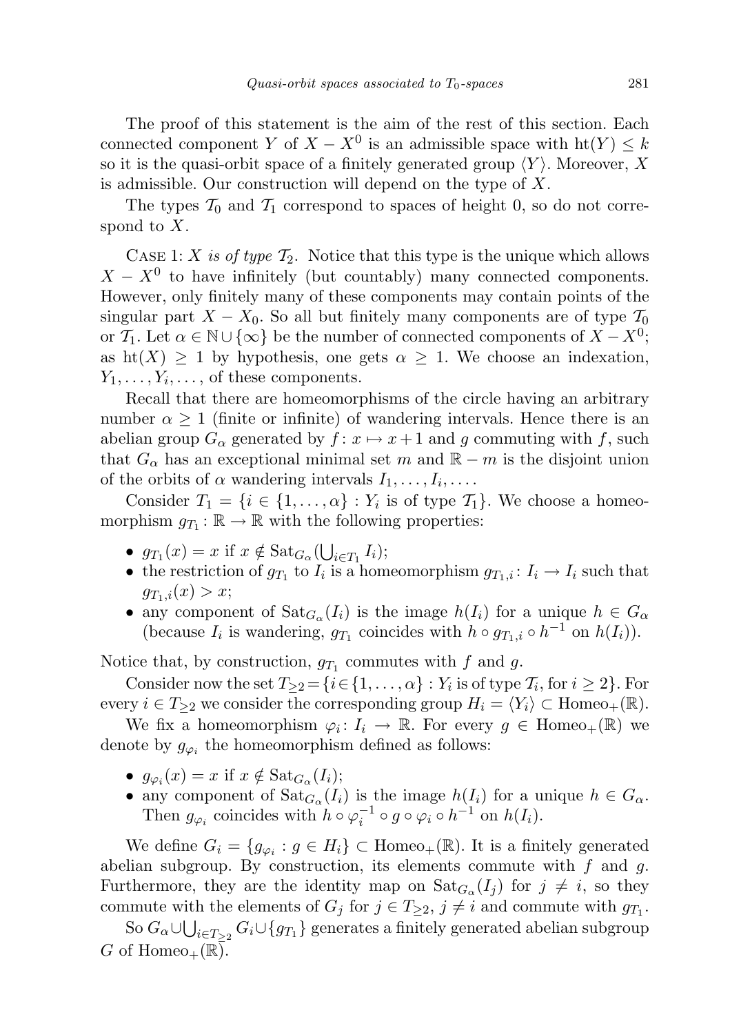The proof of this statement is the aim of the rest of this section. Each connected component $Y$ of $X - X^0$ is an admissible space with $\mathrm{ht}(Y) \leq k$ so it is the quasi-orbit space of a finitely generated group $\langle Y \rangle$. Moreover, $X$ is admissible. Our construction will depend on the type of $X$.

The types $\mathcal{T}_0$ and $\mathcal{T}_1$ correspond to spaces of height 0, so do not correspond to $X$.

CASE 1: *$X$ is of type $\mathcal{T}_2$.* Notice that this type is the unique which allows $X - X^0$ to have infinitely (but countably) many connected components. However, only finitely many of these components may contain points of the singular part $X - X_0$. So all but finitely many components are of type $\mathcal{T}_0$ or $\mathcal{T}_1$. Let $\alpha \in \mathbb{N} \cup \{\infty\}$ be the number of connected components of $X - X^0$; as $\mathrm{ht}(X) \geq 1$ by hypothesis, one gets $\alpha \geq 1$. We choose an indexation, $Y_1, \ldots, Y_i, \ldots$ of these components.

Recall that there are homeomorphisms of the circle having an arbitrary number $\alpha \geq 1$ (finite or infinite) of wandering intervals. Hence there is an abelian group $G_\alpha$ generated by $f\colon x \mapsto x + 1$ and $g$ commuting with $f$, such that $G_\alpha$ has an exceptional minimal set $m$ and $\mathbb{R} - m$ is the disjoint union of the orbits of $\alpha$ wandering intervals $I_1, \ldots, I_i, \ldots$.

Consider $T_1 = \{i \in \{1, \ldots, \alpha\} : Y_i \text{ is of type } \mathcal{T}_1\}$. We choose a homeomorphism $g_{T_1}\colon \mathbb{R} \to \mathbb{R}$ with the following properties:

- $g_{T_1}(x) = x$ if $x \notin \mathrm{Sat}_{G_\alpha}(\bigcup_{i \in T_1} I_i)$;
- the restriction of $g_{T_1}$ to $I_i$ is a homeomorphism $g_{T_1,i}\colon I_i \to I_i$ such that $g_{T_1,i}(x) > x$;
- any component of $\mathrm{Sat}_{G_\alpha}(I_i)$ is the image $h(I_i)$ for a unique $h \in G_\alpha$ (because $I_i$ is wandering, $g_{T_1}$ coincides with $h \circ g_{T_1,i} \circ h^{-1}$ on $h(I_i)$).

Notice that, by construction, $g_{T_1}$ commutes with $f$ and $g$.

Consider now the set $T_{\geq 2} = \{i \in \{1, \ldots, \alpha\} : Y_i \text{ is of type } \mathcal{T}_i, \text{ for } i \geq 2\}$. For every $i \in T_{\geq 2}$ we consider the corresponding group $H_i = \langle Y_i \rangle \subset \mathrm{Homeo}_+(\mathbb{R})$.

We fix a homeomorphism $\varphi_i\colon I_i \to \mathbb{R}$. For every $g \in \mathrm{Homeo}_+(\mathbb{R})$ we denote by $g_{\varphi_i}$ the homeomorphism defined as follows:

- $g_{\varphi_i}(x) = x$ if $x \notin \mathrm{Sat}_{G_\alpha}(I_i)$;
- any component of $\mathrm{Sat}_{G_\alpha}(I_i)$ is the image $h(I_i)$ for a unique $h \in G_\alpha$. Then $g_{\varphi_i}$ coincides with $h \circ \varphi_i^{-1} \circ g \circ \varphi_i \circ h^{-1}$ on $h(I_i)$.

We define $G_i = \{g_{\varphi_i} : g \in H_i\} \subset \mathrm{Homeo}_+(\mathbb{R})$. It is a finitely generated abelian subgroup. By construction, its elements commute with $f$ and $g$. Furthermore, they are the identity map on $\mathrm{Sat}_{G_\alpha}(I_j)$ for $j \neq i$, so they commute with the elements of $G_j$ for $j \in T_{\geq 2}$, $j \neq i$ and commute with $g_{T_1}$.

So $G_\alpha \cup \bigcup_{i \in T_{\geq 2}} G_i \cup \{g_{T_1}\}$ generates a finitely generated abelian subgroup $G$ of $\mathrm{Homeo}_+(\mathbb{R})$.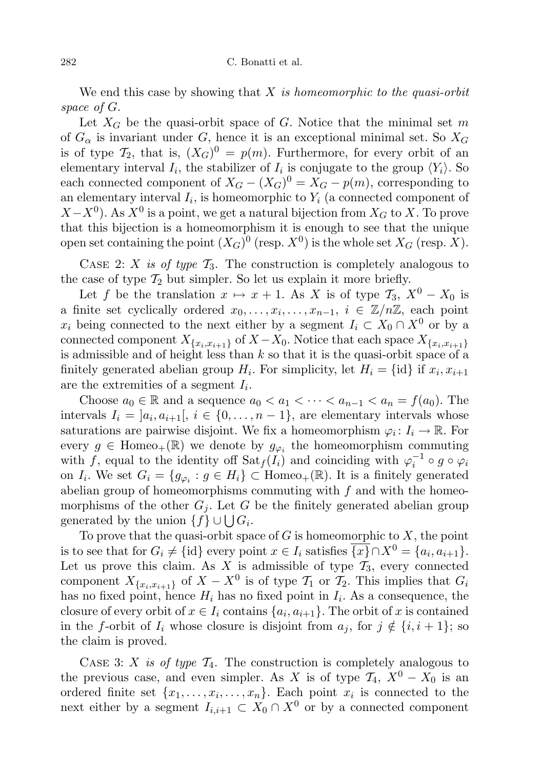We end this case by showing that $X$ *is homeomorphic to the quasi-orbit space of* $G$.

Let $X_G$ be the quasi-orbit space of $G$. Notice that the minimal set $m$ of $G_\alpha$ is invariant under $G$, hence it is an exceptional minimal set. So $X_G$ is of type $\mathcal{T}_2$, that is, $(X_G)^0 = p(m)$. Furthermore, for every orbit of an elementary interval $I_i$, the stabilizer of $I_i$ is conjugate to the group $\langle Y_i \rangle$. So each connected component of $X_G - (X_G)^0 = X_G - p(m)$, corresponding to an elementary interval $I_i$, is homeomorphic to $Y_i$ (a connected component of $X - X^0$). As $X^0$ is a point, we get a natural bijection from $X_G$ to $X$. To prove that this bijection is a homeomorphism it is enough to see that the unique open set containing the point $(X_G)^0$ (resp. $X^0$) is the whole set $X_G$ (resp. $X$).

Case 2: $X$ *is of type* $\mathcal{T}_3$. The construction is completely analogous to the case of type $\mathcal{T}_2$ but simpler. So let us explain it more briefly.

Let $f$ be the translation $x \mapsto x + 1$. As $X$ is of type $\mathcal{T}_3$, $X^0 - X_0$ is a finite set cyclically ordered $x_0, \ldots, x_i, \ldots, x_{n-1}$, $i \in \mathbb{Z}/n\mathbb{Z}$, each point $x_i$ being connected to the next either by a segment $I_i \subset X_0 \cap X^0$ or by a connected component $X_{\{x_i, x_{i+1}\}}$ of $X - X_0$. Notice that each space $X_{\{x_i, x_{i+1}\}}$ is admissible and of height less than $k$ so that it is the quasi-orbit space of a finitely generated abelian group $H_i$. For simplicity, let $H_i = \{\mathrm{id}\}$ if $x_i, x_{i+1}$ are the extremities of a segment $I_i$.

Choose $a_0 \in \mathbb{R}$ and a sequence $a_0 < a_1 < \cdots < a_{n-1} < a_n = f(a_0)$. The intervals $I_i = ]a_i, a_{i+1}[$, $i \in \{0, \ldots, n-1\}$, are elementary intervals whose saturations are pairwise disjoint. We fix a homeomorphism $\varphi_i \colon I_i \to \mathbb{R}$. For every $g \in \mathrm{Homeo}_+(\mathbb{R})$ we denote by $g_{\varphi_i}$ the homeomorphism commuting with $f$, equal to the identity off $\mathrm{Sat}_f(I_i)$ and coinciding with $\varphi_i^{-1} \circ g \circ \varphi_i$ on $I_i$. We set $G_i = \{g_{\varphi_i} : g \in H_i\} \subset \mathrm{Homeo}_+(\mathbb{R})$. It is a finitely generated abelian group of homeomorphisms commuting with $f$ and with the homeomorphisms of the other $G_j$. Let $G$ be the finitely generated abelian group generated by the union $\{f\} \cup \bigcup G_i$.

To prove that the quasi-orbit space of $G$ is homeomorphic to $X$, the point is to see that for $G_i \neq \{\mathrm{id}\}$ every point $x \in I_i$ satisfies $\overline{\{x\}} \cap X^0 = \{a_i, a_{i+1}\}$. Let us prove this claim. As $X$ is admissible of type $\mathcal{T}_3$, every connected component $X_{\{x_i, x_{i+1}\}}$ of $X - X^0$ is of type $\mathcal{T}_1$ or $\mathcal{T}_2$. This implies that $G_i$ has no fixed point, hence $H_i$ has no fixed point in $I_i$. As a consequence, the closure of every orbit of $x \in I_i$ contains $\{a_i, a_{i+1}\}$. The orbit of $x$ is contained in the $f$-orbit of $I_i$ whose closure is disjoint from $a_j$, for $j \notin \{i, i+1\}$; so the claim is proved.

Case 3: $X$ *is of type* $\mathcal{T}_4$. The construction is completely analogous to the previous case, and even simpler. As $X$ is of type $\mathcal{T}_4$, $X^0 - X_0$ is an ordered finite set $\{x_1, \ldots, x_i, \ldots, x_n\}$. Each point $x_i$ is connected to the next either by a segment $I_{i,i+1} \subset X_0 \cap X^0$ or by a connected component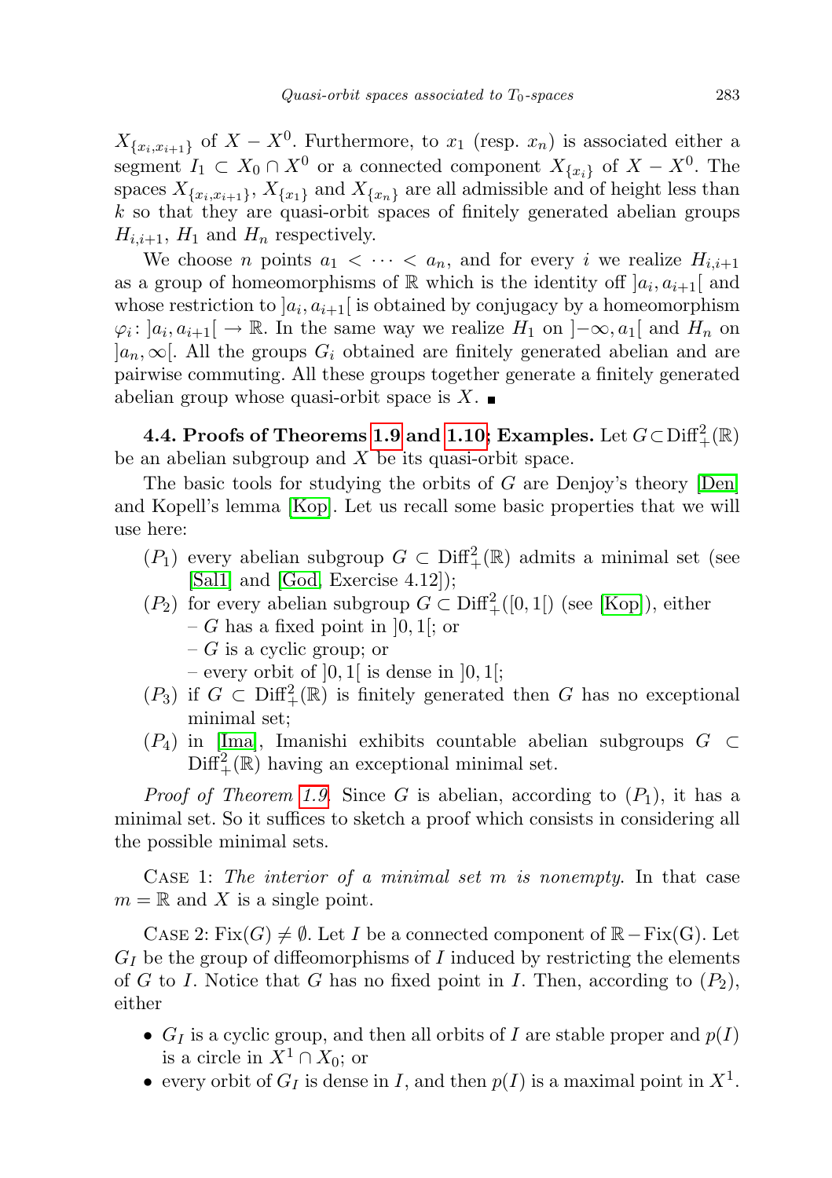$X_{\{x_i,x_{i+1}\}}$ of $X - X^0$. Furthermore, to $x_1$ (resp. $x_n$) is associated either a segment $I_1 \subset X_0 \cap X^0$ or a connected component $X_{\{x_i\}}$ of $X - X^0$. The spaces $X_{\{x_i,x_{i+1}\}}$, $X_{\{x_1\}}$ and $X_{\{x_n\}}$ are all admissible and of height less than $k$ so that they are quasi-orbit spaces of finitely generated abelian groups $H_{i,i+1}$, $H_1$ and $H_n$ respectively.

We choose $n$ points $a_1 < \cdots < a_n$, and for every $i$ we realize $H_{i,i+1}$ as a group of homeomorphisms of $\mathbb{R}$ which is the identity off $]a_i, a_{i+1}[$ and whose restriction to $]a_i, a_{i+1}[$ is obtained by conjugacy by a homeomorphism $\varphi_i \colon ]a_i, a_{i+1}[ \to \mathbb{R}$. In the same way we realize $H_1$ on $]-\infty, a_1[$ and $H_n$ on $]a_n, \infty[$. All the groups $G_i$ obtained are finitely generated abelian and are pairwise commuting. All these groups together generate a finitely generated abelian group whose quasi-orbit space is $X$. ■

**4.4. Proofs of Theorems 1.9 and 1.10; Examples.** Let $G \subset \mathrm{Diff}^2_+(\mathbb{R})$ be an abelian subgroup and $X$ be its quasi-orbit space.

The basic tools for studying the orbits of $G$ are Denjoy's theory [Den] and Kopell's lemma [Kop]. Let us recall some basic properties that we will use here:

- $(P_1)$ every abelian subgroup $G \subset \mathrm{Diff}^2_+(\mathbb{R})$ admits a minimal set (see [Sal1] and [God, Exercise 4.12]);
- $(P_2)$ for every abelian subgroup $G \subset \mathrm{Diff}^2_+([0,1[)$ (see [Kop]), either
  - $G$ has a fixed point in $]0,1[$; or
  - $G$ is a cyclic group; or
  - every orbit of $]0,1[$ is dense in $]0,1[$;
- $(P_3)$ if $G \subset \mathrm{Diff}^2_+(\mathbb{R})$ is finitely generated then $G$ has no exceptional minimal set;
- $(P_4)$ in [Ima], Imanishi exhibits countable abelian subgroups $G \subset \mathrm{Diff}^2_+(\mathbb{R})$ having an exceptional minimal set.

*Proof of Theorem 1.9.* Since $G$ is abelian, according to $(P_1)$, it has a minimal set. So it suffices to sketch a proof which consists in considering all the possible minimal sets.

Case 1: *The interior of a minimal set $m$ is nonempty.* In that case $m = \mathbb{R}$ and $X$ is a single point.

Case 2: $\mathrm{Fix}(G) \neq \emptyset$. Let $I$ be a connected component of $\mathbb{R} - \mathrm{Fix(G)}$. Let $G_I$ be the group of diffeomorphisms of $I$ induced by restricting the elements of $G$ to $I$. Notice that $G$ has no fixed point in $I$. Then, according to $(P_2)$, either

- $G_I$ is a cyclic group, and then all orbits of $I$ are stable proper and $p(I)$ is a circle in $X^1 \cap X_0$; or
- every orbit of $G_I$ is dense in $I$, and then $p(I)$ is a maximal point in $X^1$.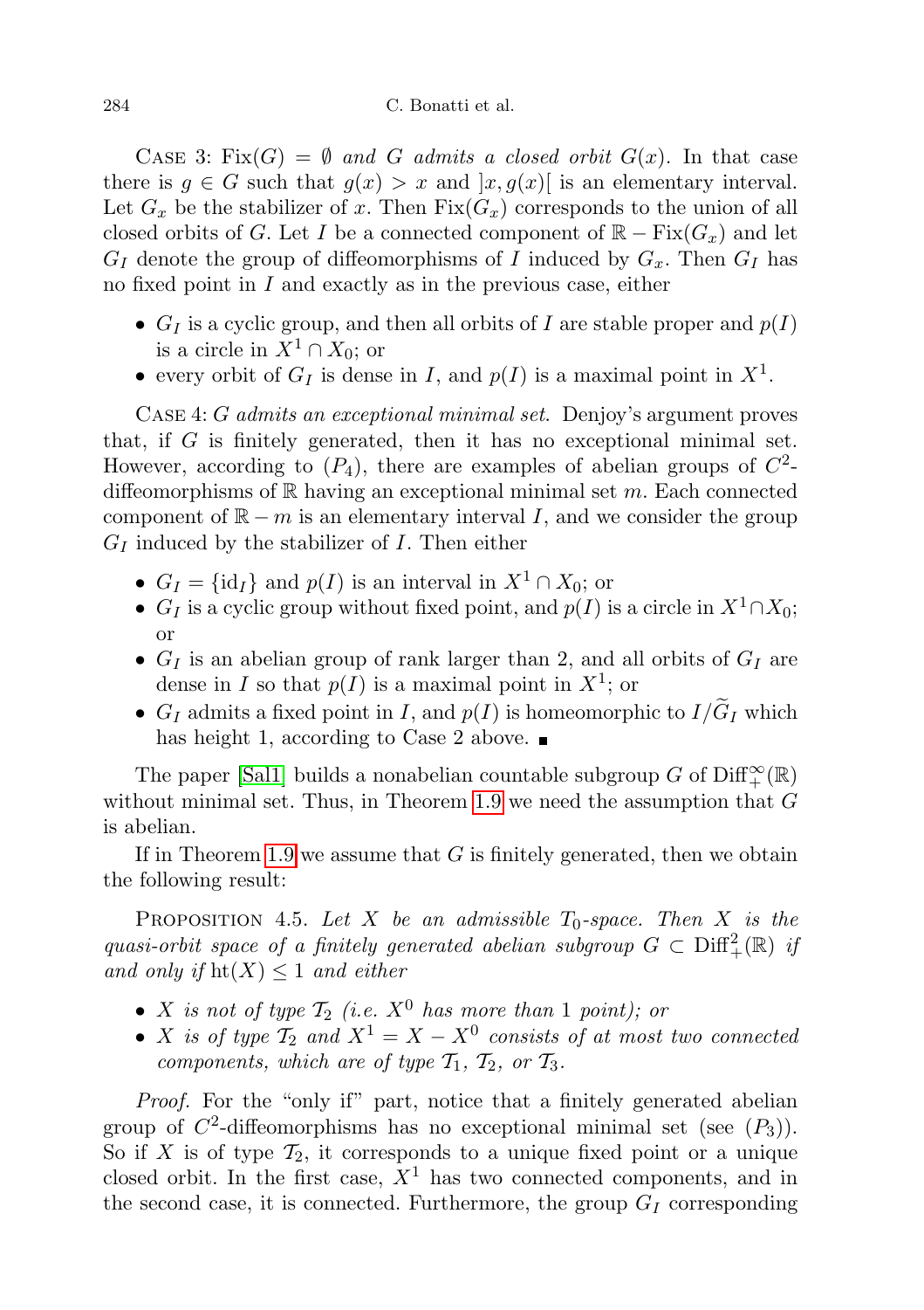Case 3: $\mathrm{Fix}(G) = \emptyset$ *and* $G$ *admits a closed orbit* $G(x)$. In that case there is $g \in G$ such that $g(x) > x$ and $]x, g(x)[$ is an elementary interval. Let $G_x$ be the stabilizer of $x$. Then $\mathrm{Fix}(G_x)$ corresponds to the union of all closed orbits of $G$. Let $I$ be a connected component of $\mathbb{R} - \mathrm{Fix}(G_x)$ and let $G_I$ denote the group of diffeomorphisms of $I$ induced by $G_x$. Then $G_I$ has no fixed point in $I$ and exactly as in the previous case, either

- $G_I$ is a cyclic group, and then all orbits of $I$ are stable proper and $p(I)$ is a circle in $X^1 \cap X_0$; or
- every orbit of $G_I$ is dense in $I$, and $p(I)$ is a maximal point in $X^1$.

Case 4: $G$ *admits an exceptional minimal set.* Denjoy's argument proves that, if $G$ is finitely generated, then it has no exceptional minimal set. However, according to $(P_4)$, there are examples of abelian groups of $C^2$-diffeomorphisms of $\mathbb{R}$ having an exceptional minimal set $m$. Each connected component of $\mathbb{R} - m$ is an elementary interval $I$, and we consider the group $G_I$ induced by the stabilizer of $I$. Then either

- $G_I = \{\mathrm{id}_I\}$ and $p(I)$ is an interval in $X^1 \cap X_0$; or
- $G_I$ is a cyclic group without fixed point, and $p(I)$ is a circle in $X^1 \cap X_0$; or
- $G_I$ is an abelian group of rank larger than 2, and all orbits of $G_I$ are dense in $I$ so that $p(I)$ is a maximal point in $X^1$; or
- $G_I$ admits a fixed point in $I$, and $p(I)$ is homeomorphic to $I/\widetilde{G}_I$ which has height 1, according to Case 2 above. ∎

The paper [Sal1] builds a nonabelian countable subgroup $G$ of $\mathrm{Diff}^\infty_+(\mathbb{R})$ without minimal set. Thus, in Theorem 1.9 we need the assumption that $G$ is abelian.

If in Theorem 1.9 we assume that $G$ is finitely generated, then we obtain the following result:

Proposition 4.5. *Let $X$ be an admissible $T_0$-space. Then $X$ is the quasi-orbit space of a finitely generated abelian subgroup $G \subset \mathrm{Diff}^2_+(\mathbb{R})$ if and only if $\mathrm{ht}(X) \leq 1$ and either*

- *$X$ is not of type $\mathcal{T}_2$ (i.e. $X^0$ has more than 1 point); or*
- *$X$ is of type $\mathcal{T}_2$ and $X^1 = X - X^0$ consists of at most two connected components, which are of type $\mathcal{T}_1$, $\mathcal{T}_2$, or $\mathcal{T}_3$.*

*Proof.* For the "only if" part, notice that a finitely generated abelian group of $C^2$-diffeomorphisms has no exceptional minimal set (see $(P_3)$). So if $X$ is of type $\mathcal{T}_2$, it corresponds to a unique fixed point or a unique closed orbit. In the first case, $X^1$ has two connected components, and in the second case, it is connected. Furthermore, the group $G_I$ corresponding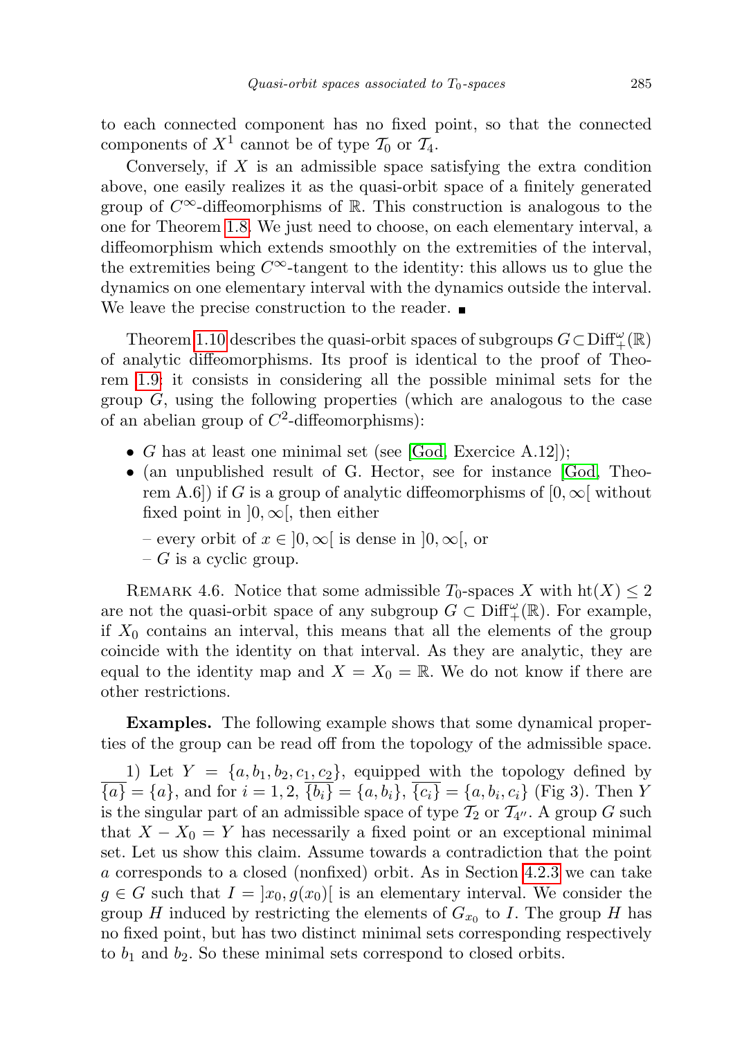to each connected component has no fixed point, so that the connected components of $X^1$ cannot be of type $\mathcal{T}_0$ or $\mathcal{T}_4$.

Conversely, if $X$ is an admissible space satisfying the extra condition above, one easily realizes it as the quasi-orbit space of a finitely generated group of $C^\infty$-diffeomorphisms of $\mathbb{R}$. This construction is analogous to the one for Theorem 1.8. We just need to choose, on each elementary interval, a diffeomorphism which extends smoothly on the extremities of the interval, the extremities being $C^\infty$-tangent to the identity: this allows us to glue the dynamics on one elementary interval with the dynamics outside the interval. We leave the precise construction to the reader. ■

Theorem 1.10 describes the quasi-orbit spaces of subgroups $G \subset \mathrm{Diff}^\omega_+(\mathbb{R})$ of analytic diffeomorphisms. Its proof is identical to the proof of Theorem 1.9: it consists in considering all the possible minimal sets for the group $G$, using the following properties (which are analogous to the case of an abelian group of $C^2$-diffeomorphisms):

- $G$ has at least one minimal set (see [God, Exercice A.12]);
- (an unpublished result of G. Hector, see for instance [God, Theorem A.6]) if $G$ is a group of analytic diffeomorphisms of $[0, \infty[$ without fixed point in $]0, \infty[$, then either
  - every orbit of $x \in ]0, \infty[$ is dense in $]0, \infty[$, or
  - $G$ is a cyclic group.

Remark 4.6. Notice that some admissible $T_0$-spaces $X$ with $\mathrm{ht}(X) \leq 2$ are not the quasi-orbit space of any subgroup $G \subset \mathrm{Diff}^\omega_+(\mathbb{R})$. For example, if $X_0$ contains an interval, this means that all the elements of the group coincide with the identity on that interval. As they are analytic, they are equal to the identity map and $X = X_0 = \mathbb{R}$. We do not know if there are other restrictions.

**Examples.** The following example shows that some dynamical properties of the group can be read off from the topology of the admissible space.

1) Let $Y = \{a, b_1, b_2, c_1, c_2\}$, equipped with the topology defined by $\overline{\{a\}} = \{a\}$, and for $i = 1, 2$, $\overline{\{b_i\}} = \{a, b_i\}$, $\overline{\{c_i\}} = \{a, b_i, c_i\}$ (Fig 3). Then $Y$ is the singular part of an admissible space of type $\mathcal{T}_2$ or $\mathcal{T}_{4''}$. A group $G$ such that $X - X_0 = Y$ has necessarily a fixed point or an exceptional minimal set. Let us show this claim. Assume towards a contradiction that the point $a$ corresponds to a closed (nonfixed) orbit. As in Section 4.2.3 we can take $g \in G$ such that $I = ]x_0, g(x_0)[$ is an elementary interval. We consider the group $H$ induced by restricting the elements of $G_{x_0}$ to $I$. The group $H$ has no fixed point, but has two distinct minimal sets corresponding respectively to $b_1$ and $b_2$. So these minimal sets correspond to closed orbits.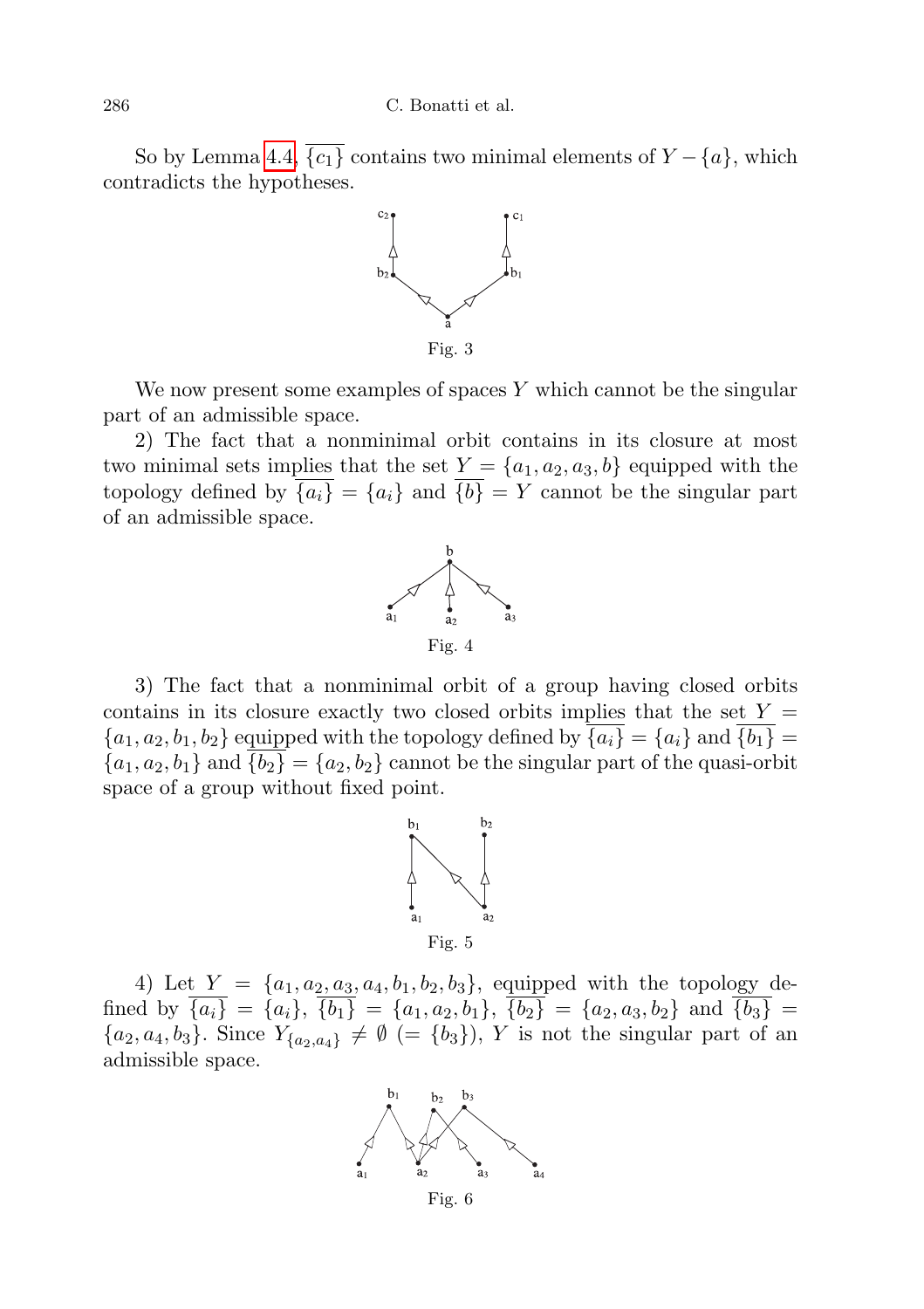So by Lemma 4.4, $\overline{\{c_1\}}$ contains two minimal elements of $Y - \{a\}$, which contradicts the hypotheses.

Fig. 3

We now present some examples of spaces $Y$ which cannot be the singular part of an admissible space.

2) The fact that a nonminimal orbit contains in its closure at most two minimal sets implies that the set $Y = \{a_1, a_2, a_3, b\}$ equipped with the topology defined by $\overline{\{a_i\}} = \{a_i\}$ and $\overline{\{b\}} = Y$ cannot be the singular part of an admissible space.

Fig. 4

3) The fact that a nonminimal orbit of a group having closed orbits contains in its closure exactly two closed orbits implies that the set $Y = \{a_1, a_2, b_1, b_2\}$ equipped with the topology defined by $\overline{\{a_i\}} = \{a_i\}$ and $\overline{\{b_1\}} = \{a_1, a_2, b_1\}$ and $\overline{\{b_2\}} = \{a_2, b_2\}$ cannot be the singular part of the quasi-orbit space of a group without fixed point.

Fig. 5

4) Let $Y = \{a_1, a_2, a_3, a_4, b_1, b_2, b_3\}$, equipped with the topology defined by $\overline{\{a_i\}} = \{a_i\}$, $\overline{\{b_1\}} = \{a_1, a_2, b_1\}$, $\overline{\{b_2\}} = \{a_2, a_3, b_2\}$ and $\overline{\{b_3\}} = \{a_2, a_4, b_3\}$. Since $Y_{\{a_2, a_4\}} \neq \emptyset$ $(= \{b_3\})$, $Y$ is not the singular part of an admissible space.

Fig. 6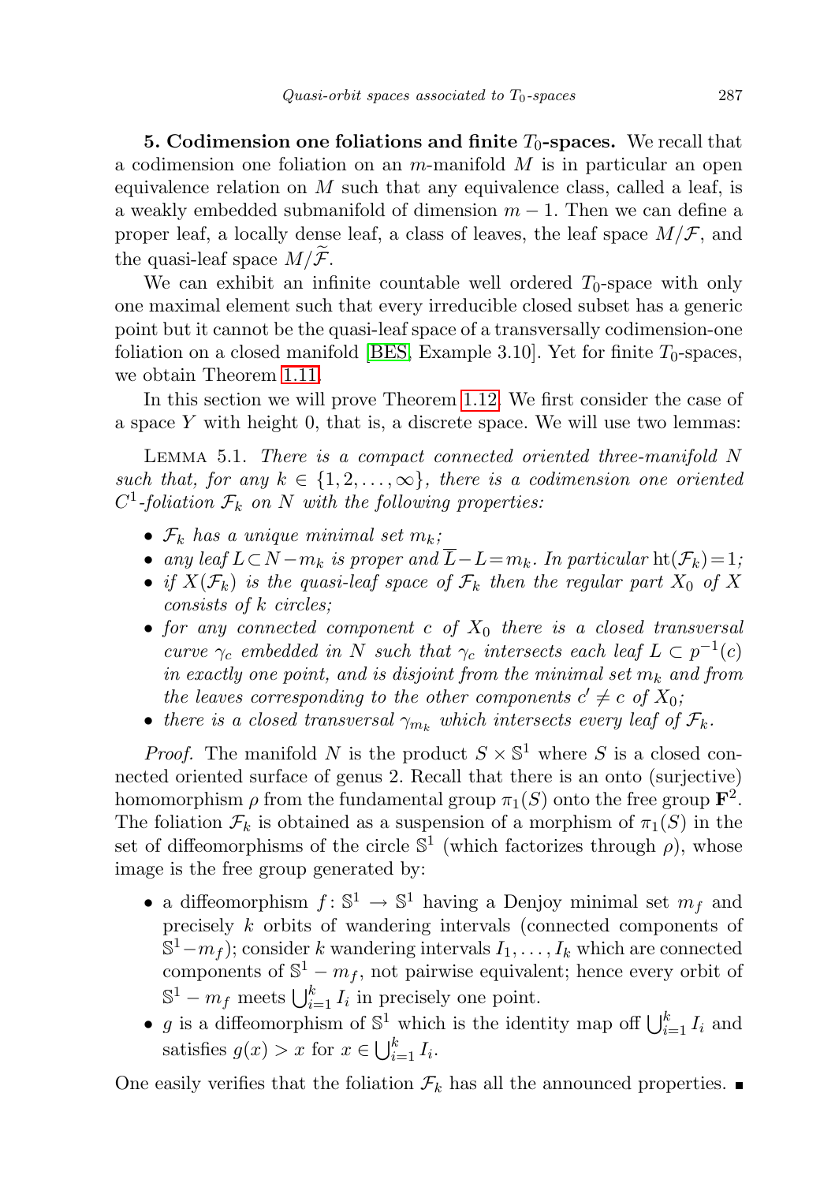**5. Codimension one foliations and finite $T_0$-spaces.** We recall that a codimension one foliation on an $m$-manifold $M$ is in particular an open equivalence relation on $M$ such that any equivalence class, called a leaf, is a weakly embedded submanifold of dimension $m-1$. Then we can define a proper leaf, a locally dense leaf, a class of leaves, the leaf space $M/\mathcal{F}$, and the quasi-leaf space $M/\widetilde{\mathcal{F}}$.

We can exhibit an infinite countable well ordered $T_0$-space with only one maximal element such that every irreducible closed subset has a generic point but it cannot be the quasi-leaf space of a transversally codimension-one foliation on a closed manifold [BES, Example 3.10]. Yet for finite $T_0$-spaces, we obtain Theorem 1.11.

In this section we will prove Theorem 1.12. We first consider the case of a space $Y$ with height 0, that is, a discrete space. We will use two lemmas:

LEMMA 5.1. *There is a compact connected oriented three-manifold $N$ such that, for any $k \in \{1, 2, \dots, \infty\}$, there is a codimension one oriented $C^1$-foliation $\mathcal{F}_k$ on $N$ with the following properties:*

- *$\mathcal{F}_k$ has a unique minimal set $m_k$;*
- *any leaf $L \subset N - m_k$ is proper and $\overline{L} - L = m_k$. In particular $\mathrm{ht}(\mathcal{F}_k) = 1$;*
- *if $X(\mathcal{F}_k)$ is the quasi-leaf space of $\mathcal{F}_k$ then the regular part $X_0$ of $X$ consists of $k$ circles;*
- *for any connected component $c$ of $X_0$ there is a closed transversal curve $\gamma_c$ embedded in $N$ such that $\gamma_c$ intersects each leaf $L \subset p^{-1}(c)$ in exactly one point, and is disjoint from the minimal set $m_k$ and from the leaves corresponding to the other components $c' \neq c$ of $X_0$;*
- *there is a closed transversal $\gamma_{m_k}$ which intersects every leaf of $\mathcal{F}_k$.*

*Proof.* The manifold $N$ is the product $S \times \mathbb{S}^1$ where $S$ is a closed connected oriented surface of genus 2. Recall that there is an onto (surjective) homomorphism $\rho$ from the fundamental group $\pi_1(S)$ onto the free group $\mathbf{F}^2$. The foliation $\mathcal{F}_k$ is obtained as a suspension of a morphism of $\pi_1(S)$ in the set of diffeomorphisms of the circle $\mathbb{S}^1$ (which factorizes through $\rho$), whose image is the free group generated by:

- a diffeomorphism $f\colon \mathbb{S}^1 \to \mathbb{S}^1$ having a Denjoy minimal set $m_f$ and precisely $k$ orbits of wandering intervals (connected components of $\mathbb{S}^1 - m_f$); consider $k$ wandering intervals $I_1, \dots, I_k$ which are connected components of $\mathbb{S}^1 - m_f$, not pairwise equivalent; hence every orbit of $\mathbb{S}^1 - m_f$ meets $\bigcup_{i=1}^k I_i$ in precisely one point.
- $g$ is a diffeomorphism of $\mathbb{S}^1$ which is the identity map off $\bigcup_{i=1}^k I_i$ and satisfies $g(x) > x$ for $x \in \bigcup_{i=1}^k I_i$.

One easily verifies that the foliation $\mathcal{F}_k$ has all the announced properties. ∎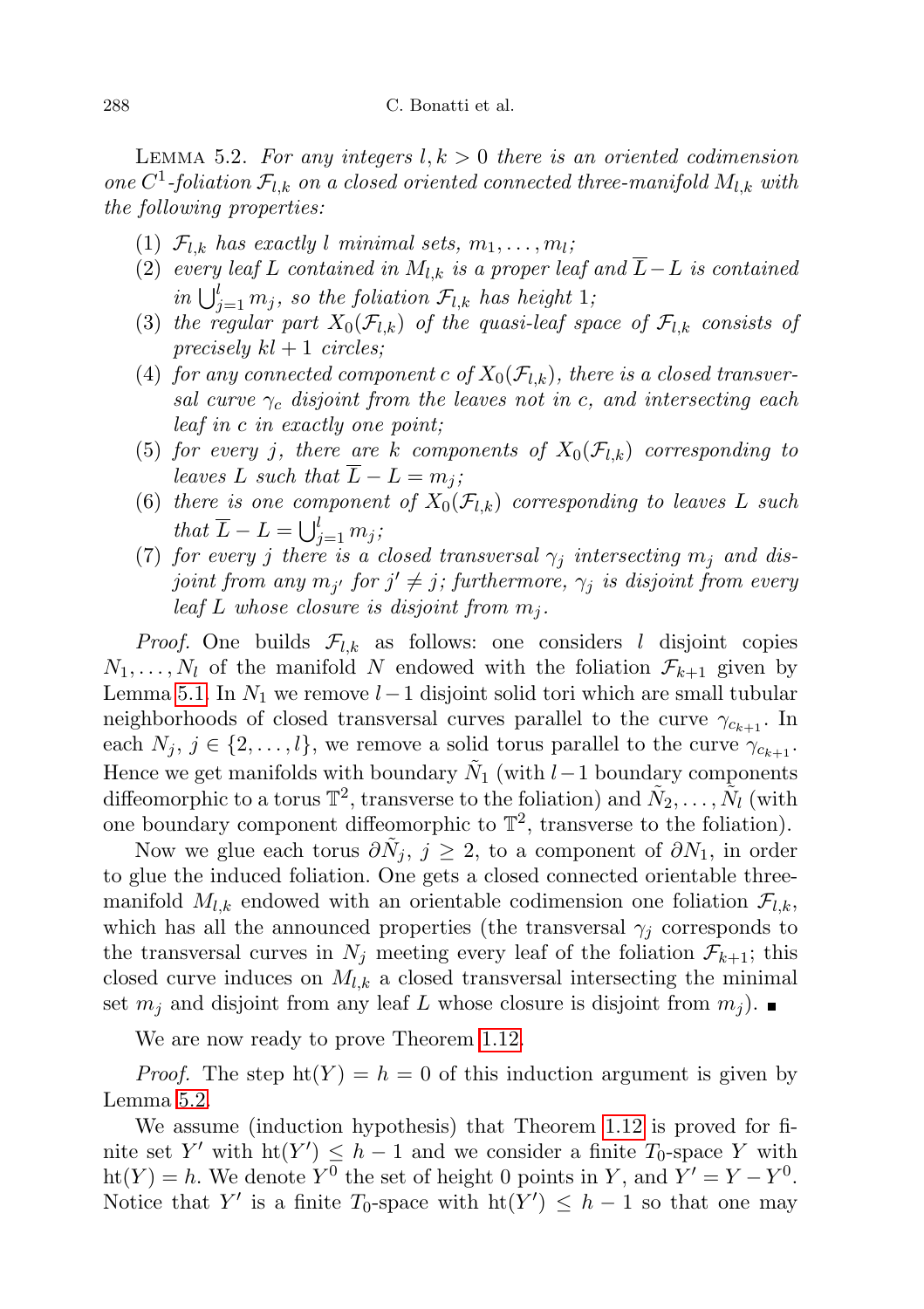Lemma 5.2. *For any integers $l, k > 0$ there is an oriented codimension one $C^1$-foliation $\mathcal{F}_{l,k}$ on a closed oriented connected three-manifold $M_{l,k}$ with the following properties:*

1. *$\mathcal{F}_{l,k}$ has exactly $l$ minimal sets, $m_1, \ldots, m_l$;*
2. *every leaf $L$ contained in $M_{l,k}$ is a proper leaf and $\overline{L} - L$ is contained in $\bigcup_{j=1}^{l} m_j$, so the foliation $\mathcal{F}_{l,k}$ has height 1;*
3. *the regular part $X_0(\mathcal{F}_{l,k})$ of the quasi-leaf space of $\mathcal{F}_{l,k}$ consists of precisely $kl + 1$ circles;*
4. *for any connected component $c$ of $X_0(\mathcal{F}_{l,k})$, there is a closed transversal curve $\gamma_c$ disjoint from the leaves not in $c$, and intersecting each leaf in $c$ in exactly one point;*
5. *for every $j$, there are $k$ components of $X_0(\mathcal{F}_{l,k})$ corresponding to leaves $L$ such that $\overline{L} - L = m_j$;*
6. *there is one component of $X_0(\mathcal{F}_{l,k})$ corresponding to leaves $L$ such that $\overline{L} - L = \bigcup_{j=1}^{l} m_j$;*
7. *for every $j$ there is a closed transversal $\gamma_j$ intersecting $m_j$ and disjoint from any $m_{j'}$ for $j' \neq j$; furthermore, $\gamma_j$ is disjoint from every leaf $L$ whose closure is disjoint from $m_j$.*

*Proof.* One builds $\mathcal{F}_{l,k}$ as follows: one considers $l$ disjoint copies $N_1, \ldots, N_l$ of the manifold $N$ endowed with the foliation $\mathcal{F}_{k+1}$ given by Lemma 5.1. In $N_1$ we remove $l-1$ disjoint solid tori which are small tubular neighborhoods of closed transversal curves parallel to the curve $\gamma_{c_{k+1}}$. In each $N_j$, $j \in \{2, \ldots, l\}$, we remove a solid torus parallel to the curve $\gamma_{c_{k+1}}$. Hence we get manifolds with boundary $\tilde{N}_1$ (with $l-1$ boundary components diffeomorphic to a torus $\mathbb{T}^2$, transverse to the foliation) and $\tilde{N}_2, \ldots, \tilde{N}_l$ (with one boundary component diffeomorphic to $\mathbb{T}^2$, transverse to the foliation).

Now we glue each torus $\partial \tilde{N}_j$, $j \geq 2$, to a component of $\partial N_1$, in order to glue the induced foliation. One gets a closed connected orientable three-manifold $M_{l,k}$ endowed with an orientable codimension one foliation $\mathcal{F}_{l,k}$, which has all the announced properties (the transversal $\gamma_j$ corresponds to the transversal curves in $N_j$ meeting every leaf of the foliation $\mathcal{F}_{k+1}$; this closed curve induces on $M_{l,k}$ a closed transversal intersecting the minimal set $m_j$ and disjoint from any leaf $L$ whose closure is disjoint from $m_j$). ■

We are now ready to prove Theorem 1.12.

*Proof.* The step $\mathrm{ht}(Y) = h = 0$ of this induction argument is given by Lemma 5.2.

We assume (induction hypothesis) that Theorem 1.12 is proved for finite set $Y'$ with $\mathrm{ht}(Y') \leq h-1$ and we consider a finite $T_0$-space $Y$ with $\mathrm{ht}(Y) = h$. We denote $Y^0$ the set of height 0 points in $Y$, and $Y' = Y - Y^0$. Notice that $Y'$ is a finite $T_0$-space with $\mathrm{ht}(Y') \leq h-1$ so that one may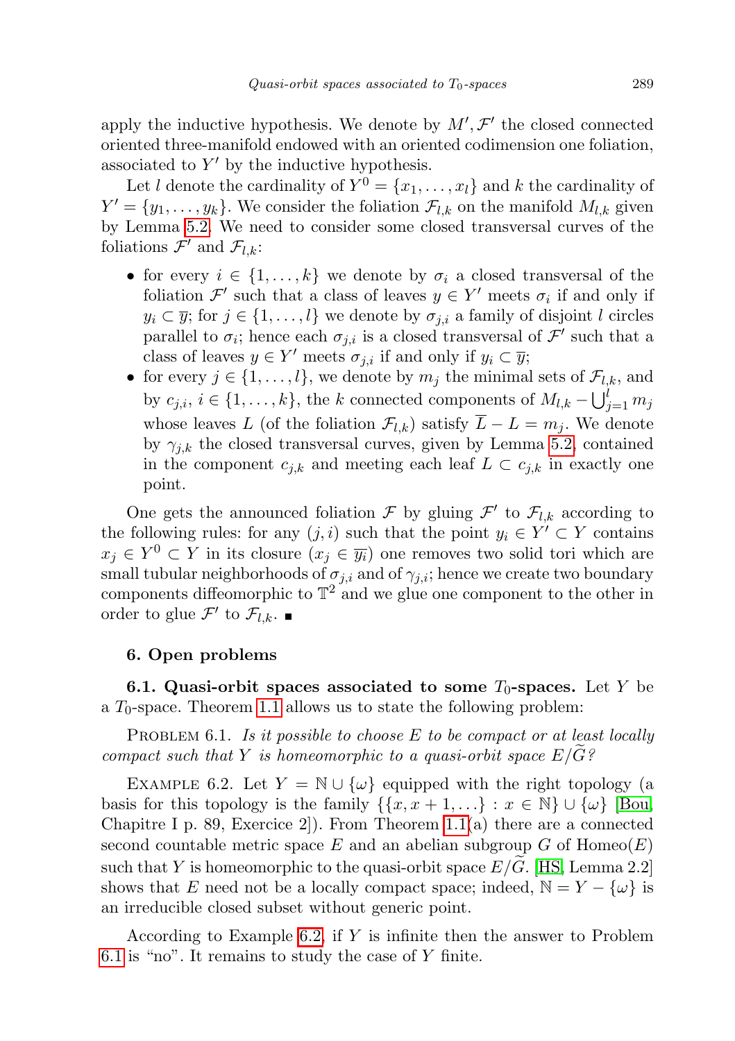apply the inductive hypothesis. We denote by $M', \mathcal{F}'$ the closed connected oriented three-manifold endowed with an oriented codimension one foliation, associated to $Y'$ by the inductive hypothesis.

Let $l$ denote the cardinality of $Y^0 = \{x_1, \ldots, x_l\}$ and $k$ the cardinality of $Y' = \{y_1, \ldots, y_k\}$. We consider the foliation $\mathcal{F}_{l,k}$ on the manifold $M_{l,k}$ given by Lemma 5.2. We need to consider some closed transversal curves of the foliations $\mathcal{F}'$ and $\mathcal{F}_{l,k}$:

- for every $i \in \{1, \ldots, k\}$ we denote by $\sigma_i$ a closed transversal of the foliation $\mathcal{F}'$ such that a class of leaves $y \in Y'$ meets $\sigma_i$ if and only if $y_i \subset \overline{y}$; for $j \in \{1, \ldots, l\}$ we denote by $\sigma_{j,i}$ a family of disjoint $l$ circles parallel to $\sigma_i$; hence each $\sigma_{j,i}$ is a closed transversal of $\mathcal{F}'$ such that a class of leaves $y \in Y'$ meets $\sigma_{j,i}$ if and only if $y_i \subset \overline{y}$;
- for every $j \in \{1, \ldots, l\}$, we denote by $m_j$ the minimal sets of $\mathcal{F}_{l,k}$, and by $c_{j,i}$, $i \in \{1, \ldots, k\}$, the $k$ connected components of $M_{l,k} - \bigcup_{j=1}^{l} m_j$ whose leaves $L$ (of the foliation $\mathcal{F}_{l,k}$) satisfy $\overline{L} - L = m_j$. We denote by $\gamma_{j,k}$ the closed transversal curves, given by Lemma 5.2, contained in the component $c_{j,k}$ and meeting each leaf $L \subset c_{j,k}$ in exactly one point.

One gets the announced foliation $\mathcal{F}$ by gluing $\mathcal{F}'$ to $\mathcal{F}_{l,k}$ according to the following rules: for any $(j, i)$ such that the point $y_i \in Y' \subset Y$ contains $x_j \in Y^0 \subset Y$ in its closure ($x_j \in \overline{y_i}$) one removes two solid tori which are small tubular neighborhoods of $\sigma_{j,i}$ and of $\gamma_{j,i}$; hence we create two boundary components diffeomorphic to $\mathbb{T}^2$ and we glue one component to the other in order to glue $\mathcal{F}'$ to $\mathcal{F}_{l,k}$. ∎

## 6. Open problems

**6.1. Quasi-orbit spaces associated to some $T_0$-spaces.** Let $Y$ be a $T_0$-space. Theorem 1.1 allows us to state the following problem:

Problem 6.1. *Is it possible to choose $E$ to be compact or at least locally compact such that $Y$ is homeomorphic to a quasi-orbit space $E/\widetilde{G}$?*

Example 6.2. Let $Y = \mathbb{N} \cup \{\omega\}$ equipped with the right topology (a basis for this topology is the family $\{\{x, x+1, \ldots\} : x \in \mathbb{N}\} \cup \{\omega\}$ [Bou, Chapitre I p. 89, Exercice 2]). From Theorem 1.1(a) there are a connected second countable metric space $E$ and an abelian subgroup $G$ of $\mathrm{Homeo}(E)$ such that $Y$ is homeomorphic to the quasi-orbit space $E/\widetilde{G}$. [HS, Lemma 2.2] shows that $E$ need not be a locally compact space; indeed, $\mathbb{N} = Y - \{\omega\}$ is an irreducible closed subset without generic point.

According to Example 6.2, if $Y$ is infinite then the answer to Problem 6.1 is "no". It remains to study the case of $Y$ finite.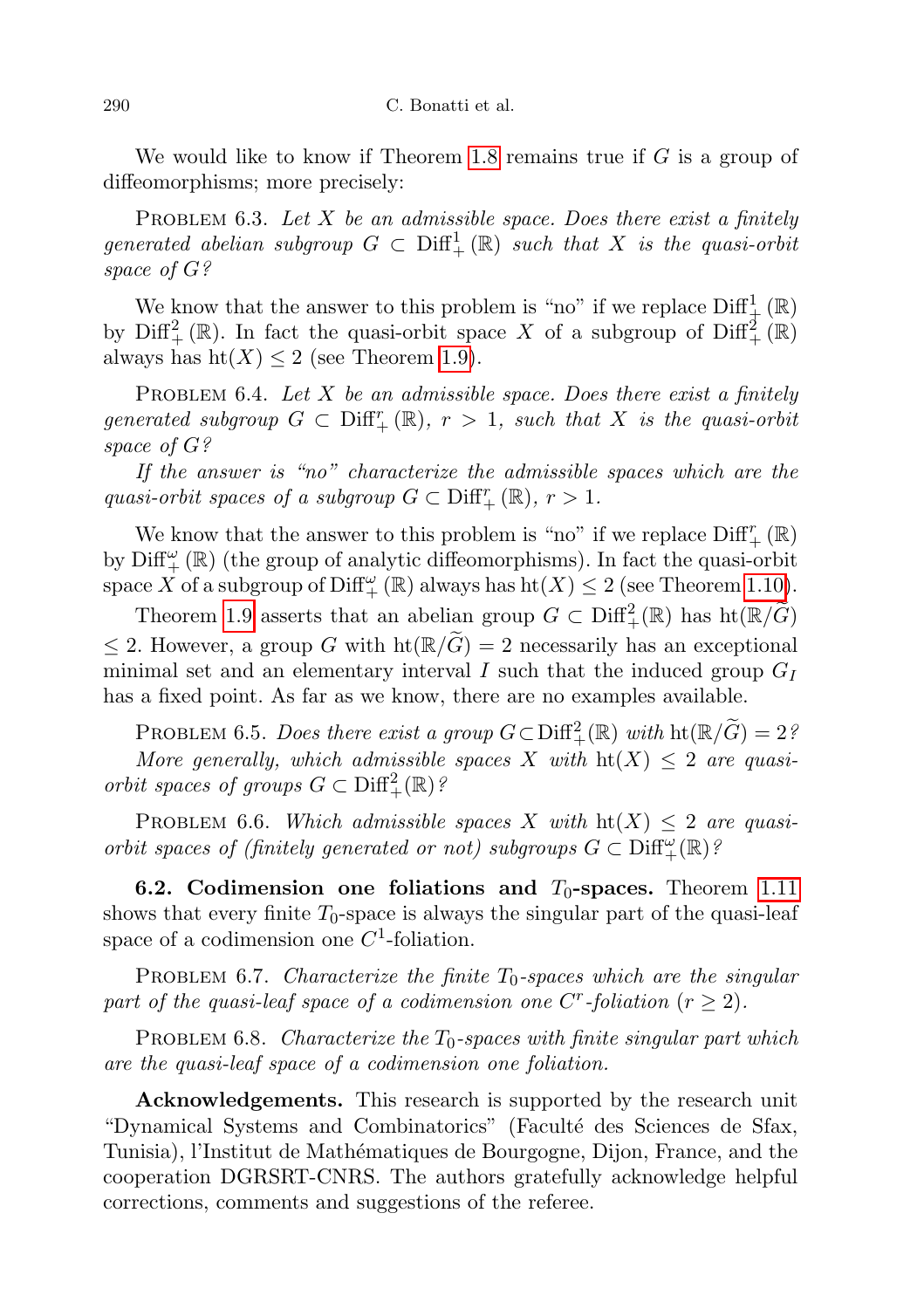We would like to know if Theorem 1.8 remains true if $G$ is a group of diffeomorphisms; more precisely:

PROBLEM 6.3. *Let $X$ be an admissible space. Does there exist a finitely generated abelian subgroup $G \subset \mathrm{Diff}^1_+(\mathbb{R})$ such that $X$ is the quasi-orbit space of $G$?*

We know that the answer to this problem is "no" if we replace $\mathrm{Diff}^1_+(\mathbb{R})$ by $\mathrm{Diff}^2_+(\mathbb{R})$. In fact the quasi-orbit space $X$ of a subgroup of $\mathrm{Diff}^2_+(\mathbb{R})$ always has $\mathrm{ht}(X) \leq 2$ (see Theorem 1.9).

PROBLEM 6.4. *Let $X$ be an admissible space. Does there exist a finitely generated subgroup $G \subset \mathrm{Diff}^r_+(\mathbb{R})$, $r > 1$, such that $X$ is the quasi-orbit space of $G$?*

*If the answer is "no" characterize the admissible spaces which are the quasi-orbit spaces of a subgroup $G \subset \mathrm{Diff}^r_+(\mathbb{R})$, $r > 1$.*

We know that the answer to this problem is "no" if we replace $\mathrm{Diff}^r_+(\mathbb{R})$ by $\mathrm{Diff}^\omega_+(\mathbb{R})$ (the group of analytic diffeomorphisms). In fact the quasi-orbit space $X$ of a subgroup of $\mathrm{Diff}^\omega_+(\mathbb{R})$ always has $\mathrm{ht}(X) \leq 2$ (see Theorem 1.10).

Theorem 1.9 asserts that an abelian group $G \subset \mathrm{Diff}^2_+(\mathbb{R})$ has $\mathrm{ht}(\mathbb{R}/\widetilde{G}) \leq 2$. However, a group $G$ with $\mathrm{ht}(\mathbb{R}/\widetilde{G}) = 2$ necessarily has an exceptional minimal set and an elementary interval $I$ such that the induced group $G_I$ has a fixed point. As far as we know, there are no examples available.

PROBLEM 6.5. *Does there exist a group $G \subset \mathrm{Diff}^2_+(\mathbb{R})$ with $\mathrm{ht}(\mathbb{R}/\widetilde{G}) = 2$?*

*More generally, which admissible spaces $X$ with $\mathrm{ht}(X) \leq 2$ are quasi-orbit spaces of groups $G \subset \mathrm{Diff}^2_+(\mathbb{R})$?*

PROBLEM 6.6. *Which admissible spaces $X$ with $\mathrm{ht}(X) \leq 2$ are quasi-orbit spaces of (finitely generated or not) subgroups $G \subset \mathrm{Diff}^\omega_+(\mathbb{R})$?*

**6.2. Codimension one foliations and $T_0$-spaces.** Theorem 1.11 shows that every finite $T_0$-space is always the singular part of the quasi-leaf space of a codimension one $C^1$-foliation.

PROBLEM 6.7. *Characterize the finite $T_0$-spaces which are the singular part of the quasi-leaf space of a codimension one $C^r$-foliation ($r \geq 2$).*

PROBLEM 6.8. *Characterize the $T_0$-spaces with finite singular part which are the quasi-leaf space of a codimension one foliation.*

**Acknowledgements.** This research is supported by the research unit "Dynamical Systems and Combinatorics" (Faculté des Sciences de Sfax, Tunisia), l'Institut de Mathématiques de Bourgogne, Dijon, France, and the cooperation DGRSRT-CNRS. The authors gratefully acknowledge helpful corrections, comments and suggestions of the referee.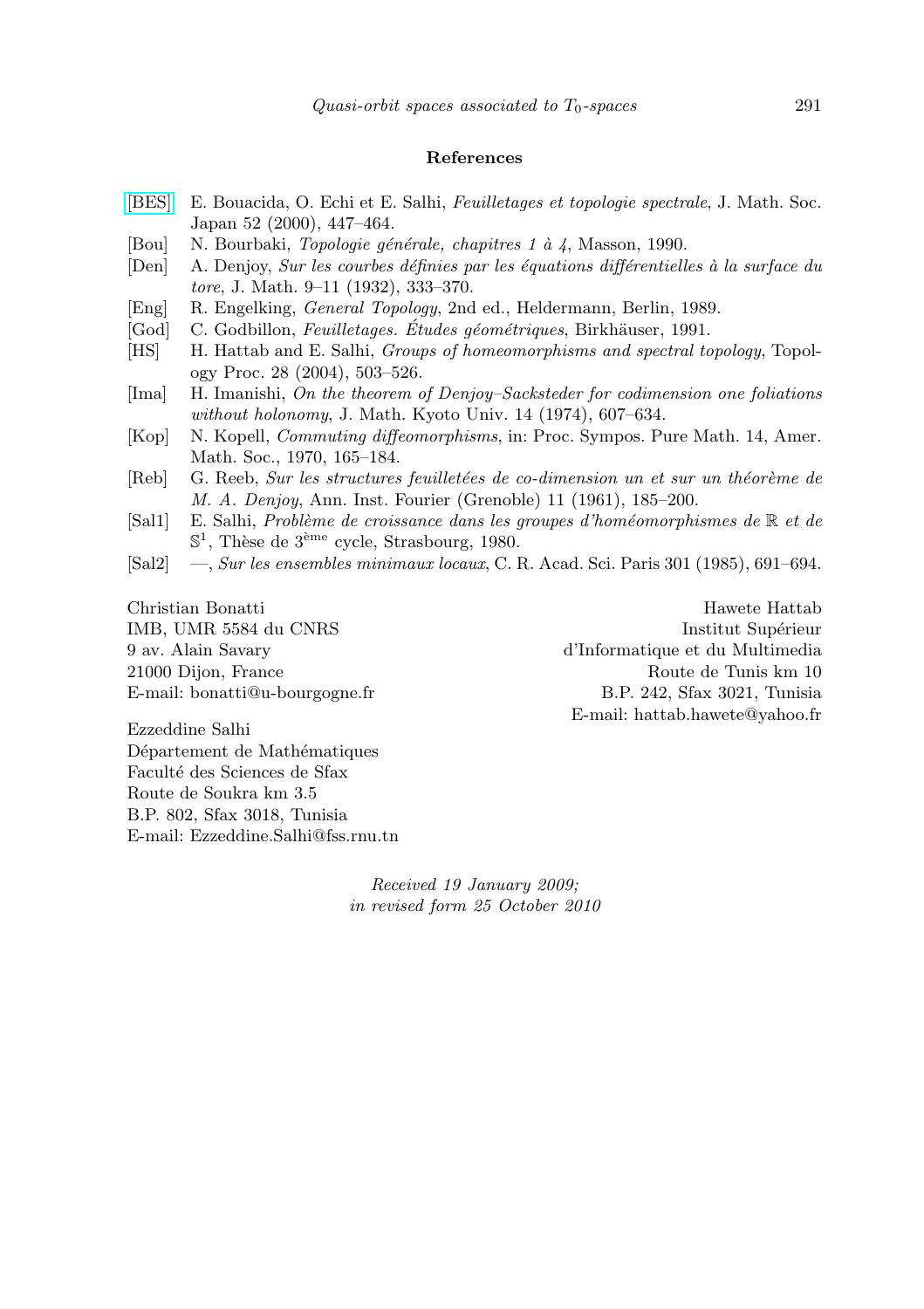## References

[BES] E. Bouacida, O. Echi et E. Salhi, *Feuilletages et topologie spectrale*, J. Math. Soc. Japan 52 (2000), 447–464.

[Bou] N. Bourbaki, *Topologie générale, chapitres 1 à 4*, Masson, 1990.

[Den] A. Denjoy, *Sur les courbes définies par les équations différentielles à la surface du tore*, J. Math. 9–11 (1932), 333–370.

[Eng] R. Engelking, *General Topology*, 2nd ed., Heldermann, Berlin, 1989.

[God] C. Godbillon, *Feuilletages. Études géométriques*, Birkhäuser, 1991.

[HS] H. Hattab and E. Salhi, *Groups of homeomorphisms and spectral topology*, Topology Proc. 28 (2004), 503–526.

[Ima] H. Imanishi, *On the theorem of Denjoy–Sacksteder for codimension one foliations without holonomy*, J. Math. Kyoto Univ. 14 (1974), 607–634.

[Kop] N. Kopell, *Commuting diffeomorphisms*, in: Proc. Sympos. Pure Math. 14, Amer. Math. Soc., 1970, 165–184.

[Reb] G. Reeb, *Sur les structures feuilletées de co-dimension un et sur un théorème de M. A. Denjoy*, Ann. Inst. Fourier (Grenoble) 11 (1961), 185–200.

[Sal1] E. Salhi, *Problème de croissance dans les groupes d'homéomorphismes de $\mathbb{R}$ et de $\mathbb{S}^1$*, Thèse de 3ème cycle, Strasbourg, 1980.

[Sal2] —, *Sur les ensembles minimaux locaux*, C. R. Acad. Sci. Paris 301 (1985), 691–694.

Christian Bonatti
IMB, UMR 5584 du CNRS
9 av. Alain Savary
21000 Dijon, France
E-mail: bonatti@u-bourgogne.fr

Hawete Hattab
Institut Supérieur
d'Informatique et du Multimedia
Route de Tunis km 10
B.P. 242, Sfax 3021, Tunisia
E-mail: hattab.hawete@yahoo.fr

Ezzeddine Salhi
Département de Mathématiques
Faculté des Sciences de Sfax
Route de Soukra km 3.5
B.P. 802, Sfax 3018, Tunisia
E-mail: Ezzeddine.Salhi@fss.rnu.tn

*Received 19 January 2009;*
*in revised form 25 October 2010*